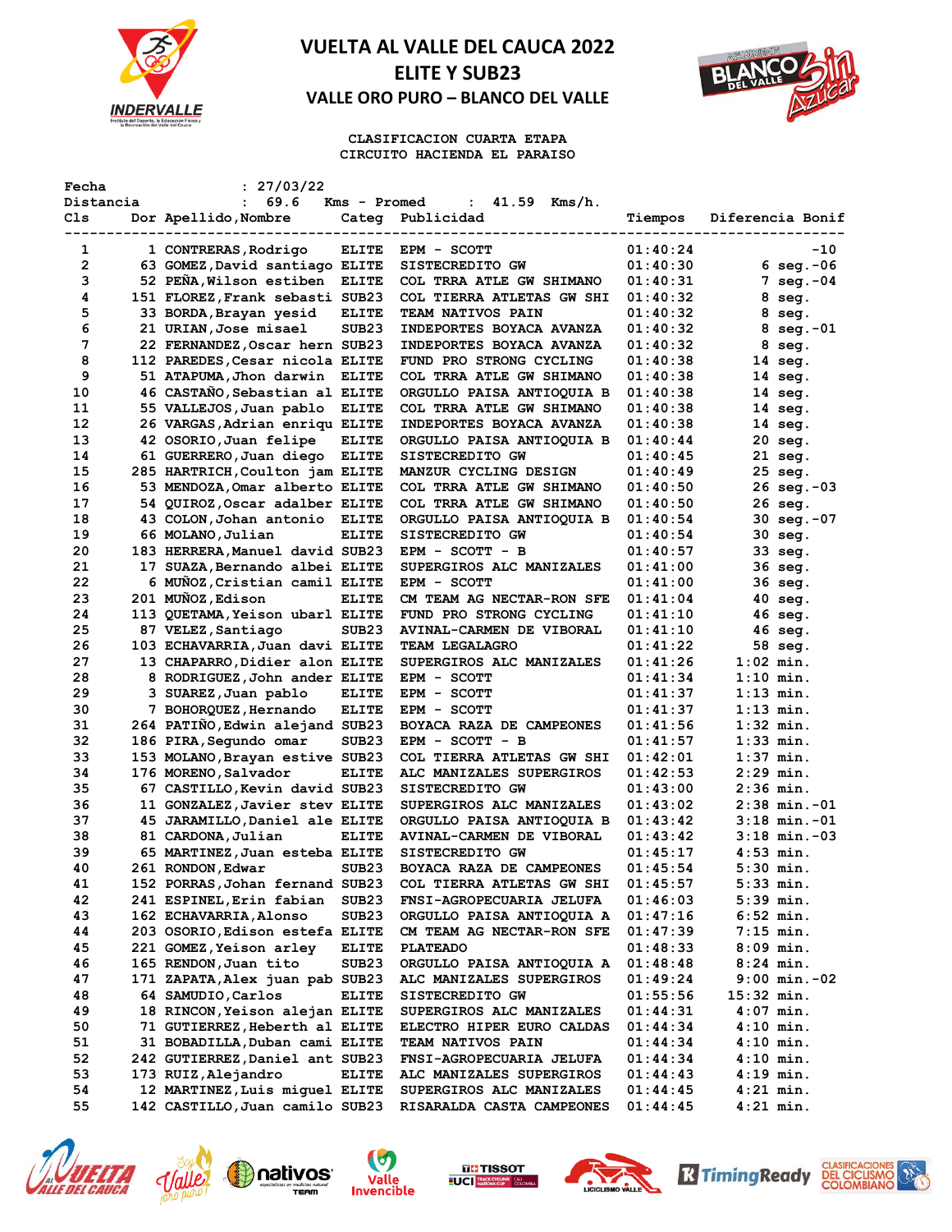# VUELTA AL VALLE DEL CAUCA 2022
## ELITE Y SUB23
### VALLE ORO PURO – BLANCO DEL VALLE

CLASIFICACION CUARTA ETAPA
CIRCUITO HACIENDA EL PARAISO

Fecha : 27/03/22
Distancia : 69.6 Kms - Promed : 41.59 Kms/h.

| Cls | Dor | Apellido,Nombre | Categ | Publicidad | Tiempos | Diferencia | Bonif |
|---|---|---|---|---|---|---|---|
| 1 | 1 | CONTRERAS,Rodrigo | ELITE | EPM - SCOTT | 01:40:24 | | -10 |
| 2 | 63 | GOMEZ,David santiago | ELITE | SISTECREDITO GW | 01:40:30 | 6 seg. | -06 |
| 3 | 52 | PEÑA,Wilson estiben | ELITE | COL TRRA ATLE GW SHIMANO | 01:40:31 | 7 seg. | -04 |
| 4 | 151 | FLOREZ,Frank sebasti | SUB23 | COL TIERRA ATLETAS GW SHI | 01:40:32 | 8 seg. | |
| 5 | 33 | BORDA,Brayan yesid | ELITE | TEAM NATIVOS PAIN | 01:40:32 | 8 seg. | |
| 6 | 21 | URIAN,Jose misael | SUB23 | INDEPORTES BOYACA AVANZA | 01:40:32 | 8 seg. | -01 |
| 7 | 22 | FERNANDEZ,Oscar hern | SUB23 | INDEPORTES BOYACA AVANZA | 01:40:32 | 8 seg. | |
| 8 | 112 | PAREDES,Cesar nicola | ELITE | FUND PRO STRONG CYCLING | 01:40:38 | 14 seg. | |
| 9 | 51 | ATAPUMA,Jhon darwin | ELITE | COL TRRA ATLE GW SHIMANO | 01:40:38 | 14 seg. | |
| 10 | 46 | CASTAÑO,Sebastian al | ELITE | ORGULLO PAISA ANTIOQUIA B | 01:40:38 | 14 seg. | |
| 11 | 55 | VALLEJOS,Juan pablo | ELITE | COL TRRA ATLE GW SHIMANO | 01:40:38 | 14 seg. | |
| 12 | 26 | VARGAS,Adrian enriqu | ELITE | INDEPORTES BOYACA AVANZA | 01:40:38 | 14 seg. | |
| 13 | 42 | OSORIO,Juan felipe | ELITE | ORGULLO PAISA ANTIOQUIA B | 01:40:44 | 20 seg. | |
| 14 | 61 | GUERRERO,Juan diego | ELITE | SISTECREDITO GW | 01:40:45 | 21 seg. | |
| 15 | 285 | HARTRICH,Coulton jam | ELITE | MANZUR CYCLING DESIGN | 01:40:49 | 25 seg. | |
| 16 | 53 | MENDOZA,Omar alberto | ELITE | COL TRRA ATLE GW SHIMANO | 01:40:50 | 26 seg. | -03 |
| 17 | 54 | QUIROZ,Oscar adalber | ELITE | COL TRRA ATLE GW SHIMANO | 01:40:50 | 26 seg. | |
| 18 | 43 | COLON,Johan antonio | ELITE | ORGULLO PAISA ANTIOQUIA B | 01:40:54 | 30 seg. | -07 |
| 19 | 66 | MOLANO,Julian | ELITE | SISTECREDITO GW | 01:40:54 | 30 seg. | |
| 20 | 183 | HERRERA,Manuel david | SUB23 | EPM - SCOTT - B | 01:40:57 | 33 seg. | |
| 21 | 17 | SUAZA,Bernando albei | ELITE | SUPERGIROS ALC MANIZALES | 01:41:00 | 36 seg. | |
| 22 | 6 | MUÑOZ,Cristian camil | ELITE | EPM - SCOTT | 01:41:00 | 36 seg. | |
| 23 | 201 | MUÑOZ,Edison | ELITE | CM TEAM AG NECTAR-RON SFE | 01:41:04 | 40 seg. | |
| 24 | 113 | QUETAMA,Yeison ubarl | ELITE | FUND PRO STRONG CYCLING | 01:41:10 | 46 seg. | |
| 25 | 87 | VELEZ,Santiago | SUB23 | AVINAL-CARMEN DE VIBORAL | 01:41:10 | 46 seg. | |
| 26 | 103 | ECHAVARRIA,Juan davi | ELITE | TEAM LEGALAGRO | 01:41:22 | 58 seg. | |
| 27 | 13 | CHAPARRO,Didier alon | ELITE | SUPERGIROS ALC MANIZALES | 01:41:26 | 1:02 min. | |
| 28 | 8 | RODRIGUEZ,John ander | ELITE | EPM - SCOTT | 01:41:34 | 1:10 min. | |
| 29 | 3 | SUAREZ,Juan pablo | ELITE | EPM - SCOTT | 01:41:37 | 1:13 min. | |
| 30 | 7 | BOHORQUEZ,Hernando | ELITE | EPM - SCOTT | 01:41:37 | 1:13 min. | |
| 31 | 264 | PATIÑO,Edwin alejand | SUB23 | BOYACA RAZA DE CAMPEONES | 01:41:56 | 1:32 min. | |
| 32 | 186 | PIRA,Segundo omar | SUB23 | EPM - SCOTT - B | 01:41:57 | 1:33 min. | |
| 33 | 153 | MOLANO,Brayan estive | SUB23 | COL TIERRA ATLETAS GW SHI | 01:42:01 | 1:37 min. | |
| 34 | 176 | MORENO,Salvador | ELITE | ALC MANIZALES SUPERGIROS | 01:42:53 | 2:29 min. | |
| 35 | 67 | CASTILLO,Kevin david | SUB23 | SISTECREDITO GW | 01:43:00 | 2:36 min. | |
| 36 | 11 | GONZALEZ,Javier stev | ELITE | SUPERGIROS ALC MANIZALES | 01:43:02 | 2:38 min. | -01 |
| 37 | 45 | JARAMILLO,Daniel ale | ELITE | ORGULLO PAISA ANTIOQUIA B | 01:43:42 | 3:18 min. | -01 |
| 38 | 81 | CARDONA,Julian | ELITE | AVINAL-CARMEN DE VIBORAL | 01:43:42 | 3:18 min. | -03 |
| 39 | 65 | MARTINEZ,Juan esteba | ELITE | SISTECREDITO GW | 01:45:17 | 4:53 min. | |
| 40 | 261 | RONDON,Edwar | SUB23 | BOYACA RAZA DE CAMPEONES | 01:45:54 | 5:30 min. | |
| 41 | 152 | PORRAS,Johan fernand | SUB23 | COL TIERRA ATLETAS GW SHI | 01:45:57 | 5:33 min. | |
| 42 | 241 | ESPINEL,Erin fabian | SUB23 | FNSI-AGROPECUARIA JELUFA | 01:46:03 | 5:39 min. | |
| 43 | 162 | ECHAVARRIA,Alonso | SUB23 | ORGULLO PAISA ANTIOQUIA A | 01:47:16 | 6:52 min. | |
| 44 | 203 | OSORIO,Edison estefa | ELITE | CM TEAM AG NECTAR-RON SFE | 01:47:39 | 7:15 min. | |
| 45 | 221 | GOMEZ,Yeison arley | ELITE | PLATEADO | 01:48:33 | 8:09 min. | |
| 46 | 165 | RENDON,Juan tito | SUB23 | ORGULLO PAISA ANTIOQUIA A | 01:48:48 | 8:24 min. | |
| 47 | 171 | ZAPATA,Alex juan pab | SUB23 | ALC MANIZALES SUPERGIROS | 01:49:24 | 9:00 min. | -02 |
| 48 | 64 | SAMUDIO,Carlos | ELITE | SISTECREDITO GW | 01:55:56 | 15:32 min. | |
| 49 | 18 | RINCON,Yeison alejan | ELITE | SUPERGIROS ALC MANIZALES | 01:44:31 | 4:07 min. | |
| 50 | 71 | GUTIERREZ,Heberth al | ELITE | ELECTRO HIPER EURO CALDAS | 01:44:34 | 4:10 min. | |
| 51 | 31 | BOBADILLA,Duban cami | ELITE | TEAM NATIVOS PAIN | 01:44:34 | 4:10 min. | |
| 52 | 242 | GUTIERREZ,Daniel ant | SUB23 | FNSI-AGROPECUARIA JELUFA | 01:44:34 | 4:10 min. | |
| 53 | 173 | RUIZ,Alejandro | ELITE | ALC MANIZALES SUPERGIROS | 01:44:43 | 4:19 min. | |
| 54 | 12 | MARTINEZ,Luis miguel | ELITE | SUPERGIROS ALC MANIZALES | 01:44:45 | 4:21 min. | |
| 55 | 142 | CASTILLO,Juan camilo | SUB23 | RISARALDA CASTA CAMPEONES | 01:44:45 | 4:21 min. | |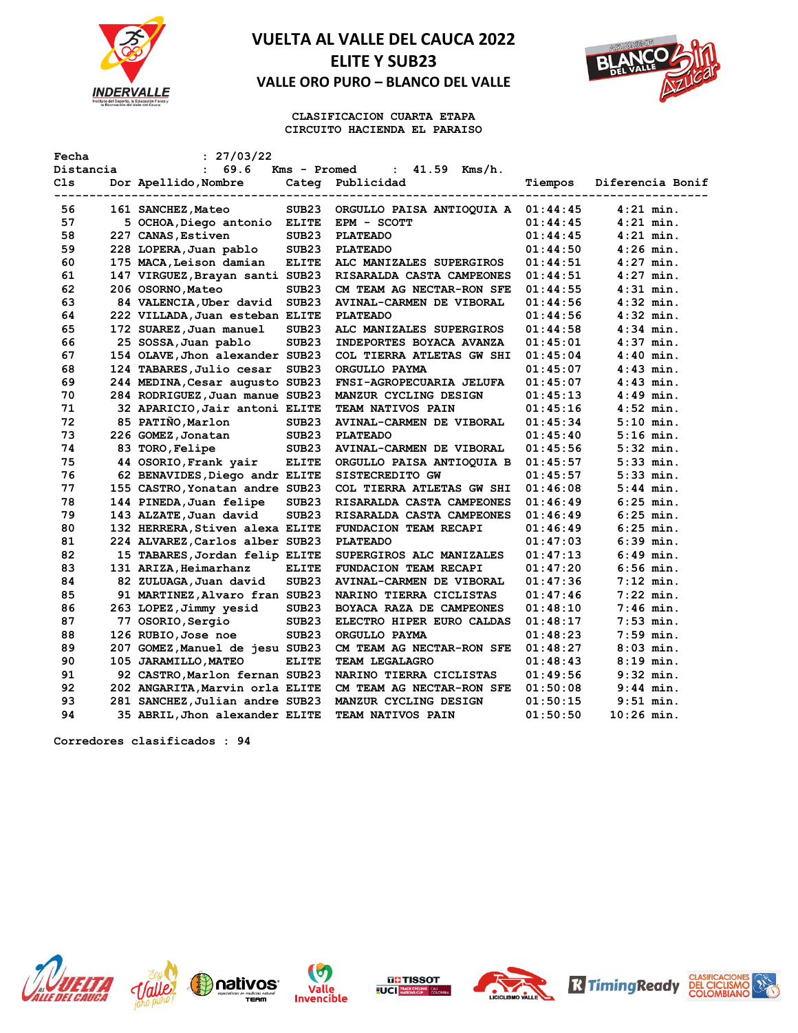# VUELTA AL VALLE DEL CAUCA 2022

## ELITE Y SUB23

### VALLE ORO PURO – BLANCO DEL VALLE

**CLASIFICACION CUARTA ETAPA**
**CIRCUITO HACIENDA EL PARAISO**

Fecha : 27/03/22
Distancia : 69.6 Kms - Promed : 41.59 Kms/h.

| Cls | Dor | Apellido,Nombre | Categ | Publicidad | Tiempos | Diferencia | Bonif |
|---|---|---|---|---|---|---|---|
| 56 | 161 | SANCHEZ,Mateo | SUB23 | ORGULLO PAISA ANTIOQUIA A | 01:44:45 | 4:21 min. | |
| 57 | 5 | OCHOA,Diego antonio | ELITE | EPM - SCOTT | 01:44:45 | 4:21 min. | |
| 58 | 227 | CANAS,Estiven | SUB23 | PLATEADO | 01:44:45 | 4:21 min. | |
| 59 | 228 | LOPERA,Juan pablo | SUB23 | PLATEADO | 01:44:50 | 4:26 min. | |
| 60 | 175 | MACA,Leison damian | ELITE | ALC MANIZALES SUPERGIROS | 01:44:51 | 4:27 min. | |
| 61 | 147 | VIRGUEZ,Brayan santi | SUB23 | RISARALDA CASTA CAMPEONES | 01:44:51 | 4:27 min. | |
| 62 | 206 | OSORNO,Mateo | SUB23 | CM TEAM AG NECTAR-RON SFE | 01:44:55 | 4:31 min. | |
| 63 | 84 | VALENCIA,Uber david | SUB23 | AVINAL-CARMEN DE VIBORAL | 01:44:56 | 4:32 min. | |
| 64 | 222 | VILLADA,Juan esteban | ELITE | PLATEADO | 01:44:56 | 4:32 min. | |
| 65 | 172 | SUAREZ,Juan manuel | SUB23 | ALC MANIZALES SUPERGIROS | 01:44:58 | 4:34 min. | |
| 66 | 25 | SOSSA,Juan pablo | SUB23 | INDEPORTES BOYACA AVANZA | 01:45:01 | 4:37 min. | |
| 67 | 154 | OLAVE,Jhon alexander | SUB23 | COL TIERRA ATLETAS GW SHI | 01:45:04 | 4:40 min. | |
| 68 | 124 | TABARES,Julio cesar | SUB23 | ORGULLO PAYMA | 01:45:07 | 4:43 min. | |
| 69 | 244 | MEDINA,Cesar augusto | SUB23 | FNSI-AGROPECUARIA JELUFA | 01:45:07 | 4:43 min. | |
| 70 | 284 | RODRIGUEZ,Juan manue | SUB23 | MANZUR CYCLING DESIGN | 01:45:13 | 4:49 min. | |
| 71 | 32 | APARICIO,Jair antoni | ELITE | TEAM NATIVOS PAIN | 01:45:16 | 4:52 min. | |
| 72 | 85 | PATIÑO,Marlon | SUB23 | AVINAL-CARMEN DE VIBORAL | 01:45:34 | 5:10 min. | |
| 73 | 226 | GOMEZ,Jonatan | SUB23 | PLATEADO | 01:45:40 | 5:16 min. | |
| 74 | 83 | TORO,Felipe | SUB23 | AVINAL-CARMEN DE VIBORAL | 01:45:56 | 5:32 min. | |
| 75 | 44 | OSORIO,Frank yair | ELITE | ORGULLO PAISA ANTIOQUIA B | 01:45:57 | 5:33 min. | |
| 76 | 62 | BENAVIDES,Diego andr | ELITE | SISTECREDITO GW | 01:45:57 | 5:33 min. | |
| 77 | 155 | CASTRO,Yonatan andre | SUB23 | COL TIERRA ATLETAS GW SHI | 01:46:08 | 5:44 min. | |
| 78 | 144 | PINEDA,Juan felipe | SUB23 | RISARALDA CASTA CAMPEONES | 01:46:49 | 6:25 min. | |
| 79 | 143 | ALZATE,Juan david | SUB23 | RISARALDA CASTA CAMPEONES | 01:46:49 | 6:25 min. | |
| 80 | 132 | HERRERA,Stiven alexa | ELITE | FUNDACION TEAM RECAPI | 01:46:49 | 6:25 min. | |
| 81 | 224 | ALVAREZ,Carlos alber | SUB23 | PLATEADO | 01:47:03 | 6:39 min. | |
| 82 | 15 | TABARES,Jordan felip | ELITE | SUPERGIROS ALC MANIZALES | 01:47:13 | 6:49 min. | |
| 83 | 131 | ARIZA,Heimarhanz | ELITE | FUNDACION TEAM RECAPI | 01:47:20 | 6:56 min. | |
| 84 | 82 | ZULUAGA,Juan david | SUB23 | AVINAL-CARMEN DE VIBORAL | 01:47:36 | 7:12 min. | |
| 85 | 91 | MARTINEZ,Alvaro fran | SUB23 | NARINO TIERRA CICLISTAS | 01:47:46 | 7:22 min. | |
| 86 | 263 | LOPEZ,Jimmy yesid | SUB23 | BOYACA RAZA DE CAMPEONES | 01:48:10 | 7:46 min. | |
| 87 | 77 | OSORIO,Sergio | SUB23 | ELECTRO HIPER EURO CALDAS | 01:48:17 | 7:53 min. | |
| 88 | 126 | RUBIO,Jose noe | SUB23 | ORGULLO PAYMA | 01:48:23 | 7:59 min. | |
| 89 | 207 | GOMEZ,Manuel de jesu | SUB23 | CM TEAM AG NECTAR-RON SFE | 01:48:27 | 8:03 min. | |
| 90 | 105 | JARAMILLO,MATEO | ELITE | TEAM LEGALAGRO | 01:48:43 | 8:19 min. | |
| 91 | 92 | CASTRO,Marlon fernan | SUB23 | NARINO TIERRA CICLISTAS | 01:49:56 | 9:32 min. | |
| 92 | 202 | ANGARITA,Marvin orla | ELITE | CM TEAM AG NECTAR-RON SFE | 01:50:08 | 9:44 min. | |
| 93 | 281 | SANCHEZ,Julian andre | SUB23 | MANZUR CYCLING DESIGN | 01:50:15 | 9:51 min. | |
| 94 | 35 | ABRIL,Jhon alexander | ELITE | TEAM NATIVOS PAIN | 01:50:50 | 10:26 min. | |

Corredores clasificados : 94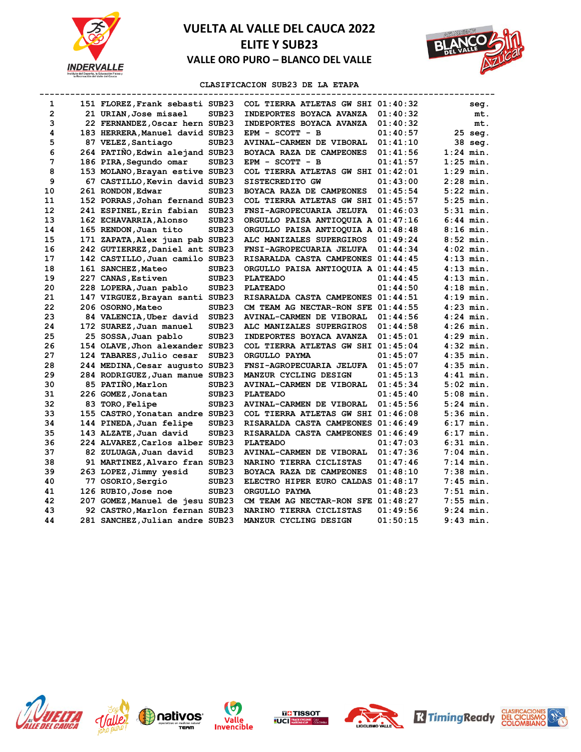# VUELTA AL VALLE DEL CAUCA 2022
## ELITE Y SUB23
### VALLE ORO PURO – BLANCO DEL VALLE

**CLASIFICACION SUB23 DE LA ETAPA**

| | | | | | | |
|---|---|---|---|---|---|---|
| 1 | 151 | FLOREZ,Frank sebasti | SUB23 | COL TIERRA ATLETAS GW SHI | 01:40:32 | seg. |
| 2 | 21 | URIAN,Jose misael | SUB23 | INDEPORTES BOYACA AVANZA | 01:40:32 | mt. |
| 3 | 22 | FERNANDEZ,Oscar hern | SUB23 | INDEPORTES BOYACA AVANZA | 01:40:32 | mt. |
| 4 | 183 | HERRERA,Manuel david | SUB23 | EPM - SCOTT - B | 01:40:57 | 25 seg. |
| 5 | 87 | VELEZ,Santiago | SUB23 | AVINAL-CARMEN DE VIBORAL | 01:41:10 | 38 seg. |
| 6 | 264 | PATIÑO,Edwin alejand | SUB23 | BOYACA RAZA DE CAMPEONES | 01:41:56 | 1:24 min. |
| 7 | 186 | PIRA,Segundo omar | SUB23 | EPM - SCOTT - B | 01:41:57 | 1:25 min. |
| 8 | 153 | MOLANO,Brayan estive | SUB23 | COL TIERRA ATLETAS GW SHI | 01:42:01 | 1:29 min. |
| 9 | 67 | CASTILLO,Kevin david | SUB23 | SISTECREDITO GW | 01:43:00 | 2:28 min. |
| 10 | 261 | RONDON,Edwar | SUB23 | BOYACA RAZA DE CAMPEONES | 01:45:54 | 5:22 min. |
| 11 | 152 | PORRAS,Johan fernand | SUB23 | COL TIERRA ATLETAS GW SHI | 01:45:57 | 5:25 min. |
| 12 | 241 | ESPINEL,Erin fabian | SUB23 | FNSI-AGROPECUARIA JELUFA | 01:46:03 | 5:31 min. |
| 13 | 162 | ECHAVARRIA,Alonso | SUB23 | ORGULLO PAISA ANTIOQUIA A | 01:47:16 | 6:44 min. |
| 14 | 165 | RENDON,Juan tito | SUB23 | ORGULLO PAISA ANTIOQUIA A | 01:48:48 | 8:16 min. |
| 15 | 171 | ZAPATA,Alex juan pab | SUB23 | ALC MANIZALES SUPERGIROS | 01:49:24 | 8:52 min. |
| 16 | 242 | GUTIERREZ,Daniel ant | SUB23 | FNSI-AGROPECUARIA JELUFA | 01:44:34 | 4:02 min. |
| 17 | 142 | CASTILLO,Juan camilo | SUB23 | RISARALDA CASTA CAMPEONES | 01:44:45 | 4:13 min. |
| 18 | 161 | SANCHEZ,Mateo | SUB23 | ORGULLO PAISA ANTIOQUIA A | 01:44:45 | 4:13 min. |
| 19 | 227 | CANAS,Estiven | SUB23 | PLATEADO | 01:44:45 | 4:13 min. |
| 20 | 228 | LOPERA,Juan pablo | SUB23 | PLATEADO | 01:44:50 | 4:18 min. |
| 21 | 147 | VIRGUEZ,Brayan santi | SUB23 | RISARALDA CASTA CAMPEONES | 01:44:51 | 4:19 min. |
| 22 | 206 | OSORNO,Mateo | SUB23 | CM TEAM AG NECTAR-RON SFE | 01:44:55 | 4:23 min. |
| 23 | 84 | VALENCIA,Uber david | SUB23 | AVINAL-CARMEN DE VIBORAL | 01:44:56 | 4:24 min. |
| 24 | 172 | SUAREZ,Juan manuel | SUB23 | ALC MANIZALES SUPERGIROS | 01:44:58 | 4:26 min. |
| 25 | 25 | SOSSA,Juan pablo | SUB23 | INDEPORTES BOYACA AVANZA | 01:45:01 | 4:29 min. |
| 26 | 154 | OLAVE,Jhon alexander | SUB23 | COL TIERRA ATLETAS GW SHI | 01:45:04 | 4:32 min. |
| 27 | 124 | TABARES,Julio cesar | SUB23 | ORGULLO PAYMA | 01:45:07 | 4:35 min. |
| 28 | 244 | MEDINA,Cesar augusto | SUB23 | FNSI-AGROPECUARIA JELUFA | 01:45:07 | 4:35 min. |
| 29 | 284 | RODRIGUEZ,Juan manue | SUB23 | MANZUR CYCLING DESIGN | 01:45:13 | 4:41 min. |
| 30 | 85 | PATIÑO,Marlon | SUB23 | AVINAL-CARMEN DE VIBORAL | 01:45:34 | 5:02 min. |
| 31 | 226 | GOMEZ,Jonatan | SUB23 | PLATEADO | 01:45:40 | 5:08 min. |
| 32 | 83 | TORO,Felipe | SUB23 | AVINAL-CARMEN DE VIBORAL | 01:45:56 | 5:24 min. |
| 33 | 155 | CASTRO,Yonatan andre | SUB23 | COL TIERRA ATLETAS GW SHI | 01:46:08 | 5:36 min. |
| 34 | 144 | PINEDA,Juan felipe | SUB23 | RISARALDA CASTA CAMPEONES | 01:46:49 | 6:17 min. |
| 35 | 143 | ALZATE,Juan david | SUB23 | RISARALDA CASTA CAMPEONES | 01:46:49 | 6:17 min. |
| 36 | 224 | ALVAREZ,Carlos alber | SUB23 | PLATEADO | 01:47:03 | 6:31 min. |
| 37 | 82 | ZULUAGA,Juan david | SUB23 | AVINAL-CARMEN DE VIBORAL | 01:47:36 | 7:04 min. |
| 38 | 91 | MARTINEZ,Alvaro fran | SUB23 | NARINO TIERRA CICLISTAS | 01:47:46 | 7:14 min. |
| 39 | 263 | LOPEZ,Jimmy yesid | SUB23 | BOYACA RAZA DE CAMPEONES | 01:48:10 | 7:38 min. |
| 40 | 77 | OSORIO,Sergio | SUB23 | ELECTRO HIPER EURO CALDAS | 01:48:17 | 7:45 min. |
| 41 | 126 | RUBIO,Jose noe | SUB23 | ORGULLO PAYMA | 01:48:23 | 7:51 min. |
| 42 | 207 | GOMEZ,Manuel de jesu | SUB23 | CM TEAM AG NECTAR-RON SFE | 01:48:27 | 7:55 min. |
| 43 | 92 | CASTRO,Marlon fernan | SUB23 | NARINO TIERRA CICLISTAS | 01:49:56 | 9:24 min. |
| 44 | 281 | SANCHEZ,Julian andre | SUB23 | MANZUR CYCLING DESIGN | 01:50:15 | 9:43 min. |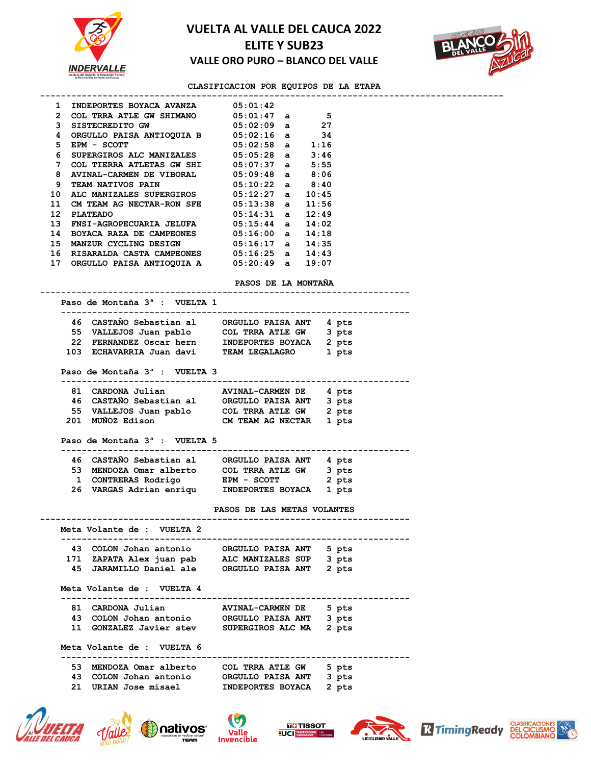# VUELTA AL VALLE DEL CAUCA 2022
## ELITE Y SUB23
### VALLE ORO PURO – BLANCO DEL VALLE

**CLASIFICACION POR EQUIPOS DE LA ETAPA**

| | | | | |
|---|---|---|---|---|
| 1 | INDEPORTES BOYACA AVANZA | 05:01:42 | | |
| 2 | COL TRRA ATLE GW SHIMANO | 05:01:47 | a | 5 |
| 3 | SISTECREDITO GW | 05:02:09 | a | 27 |
| 4 | ORGULLO PAISA ANTIOQUIA B | 05:02:16 | a | 34 |
| 5 | EPM - SCOTT | 05:02:58 | a | 1:16 |
| 6 | SUPERGIROS ALC MANIZALES | 05:05:28 | a | 3:46 |
| 7 | COL TIERRA ATLETAS GW SHI | 05:07:37 | a | 5:55 |
| 8 | AVINAL-CARMEN DE VIBORAL | 05:09:48 | a | 8:06 |
| 9 | TEAM NATIVOS PAIN | 05:10:22 | a | 8:40 |
| 10 | ALC MANIZALES SUPERGIROS | 05:12:27 | a | 10:45 |
| 11 | CM TEAM AG NECTAR-RON SFE | 05:13:38 | a | 11:56 |
| 12 | PLATEADO | 05:14:31 | a | 12:49 |
| 13 | FNSI-AGROPECUARIA JELUFA | 05:15:44 | a | 14:02 |
| 14 | BOYACA RAZA DE CAMPEONES | 05:16:00 | a | 14:18 |
| 15 | MANZUR CYCLING DESIGN | 05:16:17 | a | 14:35 |
| 16 | RISARALDA CASTA CAMPEONES | 05:16:25 | a | 14:43 |
| 17 | ORGULLO PAISA ANTIOQUIA A | 05:20:49 | a | 19:07 |

**PASOS DE LA MONTAÑA**

**Paso de Montaña 3ª : VUELTA 1**

| | | | |
|---|---|---|---|
| 46 | CASTAÑO Sebastian al | ORGULLO PAISA ANT | 4 pts |
| 55 | VALLEJOS Juan pablo | COL TRRA ATLE GW | 3 pts |
| 22 | FERNANDEZ Oscar hern | INDEPORTES BOYACA | 2 pts |
| 103 | ECHAVARRIA Juan davi | TEAM LEGALAGRO | 1 pts |

**Paso de Montaña 3ª : VUELTA 3**

| | | | |
|---|---|---|---|
| 81 | CARDONA Julian | AVINAL-CARMEN DE | 4 pts |
| 46 | CASTAÑO Sebastian al | ORGULLO PAISA ANT | 3 pts |
| 55 | VALLEJOS Juan pablo | COL TRRA ATLE GW | 2 pts |
| 201 | MUÑOZ Edison | CM TEAM AG NECTAR | 1 pts |

**Paso de Montaña 3ª : VUELTA 5**

| | | | |
|---|---|---|---|
| 46 | CASTAÑO Sebastian al | ORGULLO PAISA ANT | 4 pts |
| 53 | MENDOZA Omar alberto | COL TRRA ATLE GW | 3 pts |
| 1 | CONTRERAS Rodrigo | EPM - SCOTT | 2 pts |
| 26 | VARGAS Adrian enriqu | INDEPORTES BOYACA | 1 pts |

**PASOS DE LAS METAS VOLANTES**

**Meta Volante de : VUELTA 2**

| | | | |
|---|---|---|---|
| 43 | COLON Johan antonio | ORGULLO PAISA ANT | 5 pts |
| 171 | ZAPATA Alex juan pab | ALC MANIZALES SUP | 3 pts |
| 45 | JARAMILLO Daniel ale | ORGULLO PAISA ANT | 2 pts |

**Meta Volante de : VUELTA 4**

| | | | |
|---|---|---|---|
| 81 | CARDONA Julian | AVINAL-CARMEN DE | 5 pts |
| 43 | COLON Johan antonio | ORGULLO PAISA ANT | 3 pts |
| 11 | GONZALEZ Javier stev | SUPERGIROS ALC MA | 2 pts |

**Meta Volante de : VUELTA 6**

| | | | |
|---|---|---|---|
| 53 | MENDOZA Omar alberto | COL TRRA ATLE GW | 5 pts |
| 43 | COLON Johan antonio | ORGULLO PAISA ANT | 3 pts |
| 21 | URIAN Jose misael | INDEPORTES BOYACA | 2 pts |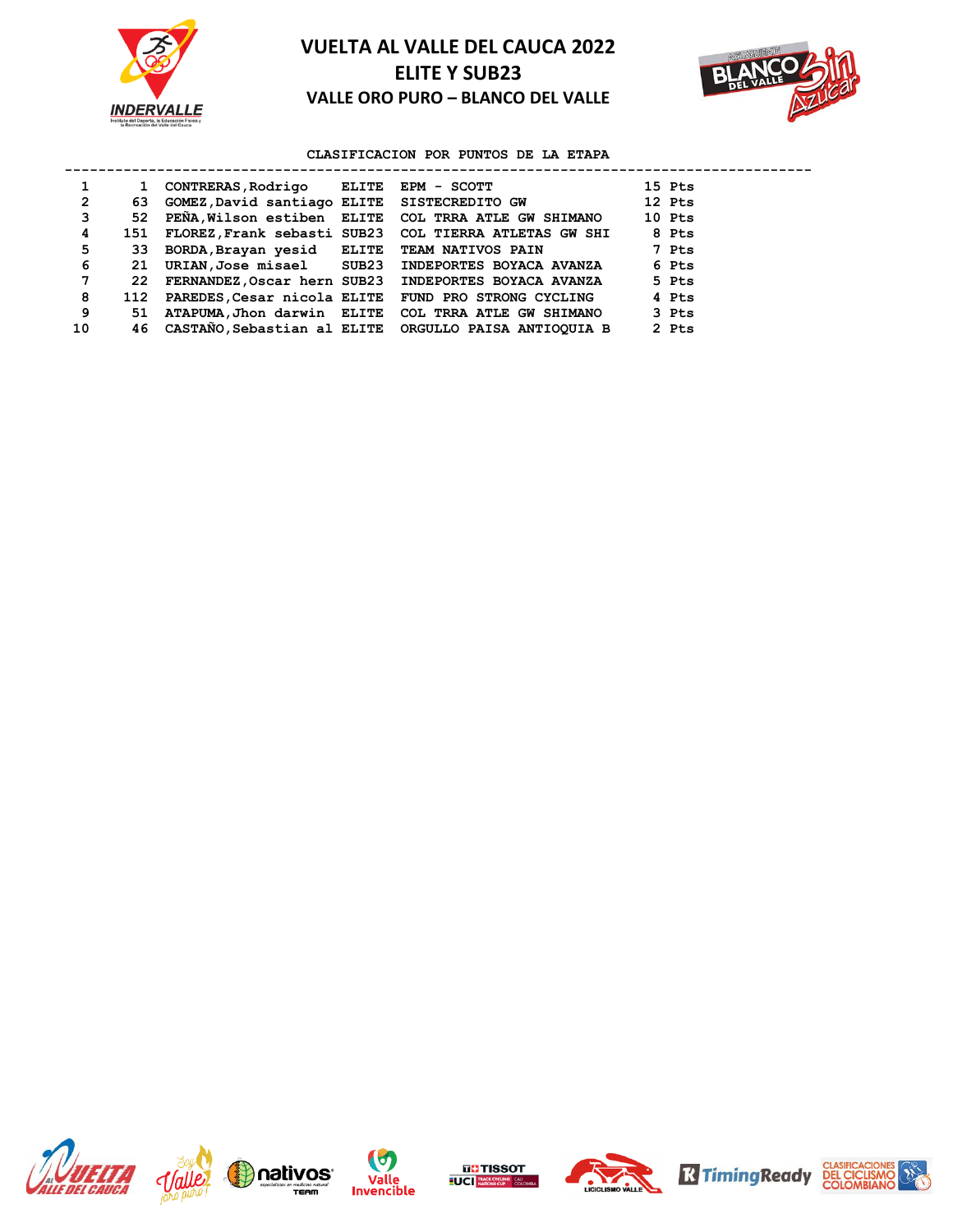# VUELTA AL VALLE DEL CAUCA 2022
## ELITE Y SUB23
### VALLE ORO PURO – BLANCO DEL VALLE

**CLASIFICACION POR PUNTOS DE LA ETAPA**

| | | | | | |
|---|---|---|---|---|---|
| 1 | 1 | CONTRERAS,Rodrigo | ELITE | EPM - SCOTT | 15 Pts |
| 2 | 63 | GOMEZ,David santiago | ELITE | SISTECREDITO GW | 12 Pts |
| 3 | 52 | PEÑA,Wilson estiben | ELITE | COL TRRA ATLE GW SHIMANO | 10 Pts |
| 4 | 151 | FLOREZ,Frank sebasti | SUB23 | COL TIERRA ATLETAS GW SHI | 8 Pts |
| 5 | 33 | BORDA,Brayan yesid | ELITE | TEAM NATIVOS PAIN | 7 Pts |
| 6 | 21 | URIAN,Jose misael | SUB23 | INDEPORTES BOYACA AVANZA | 6 Pts |
| 7 | 22 | FERNANDEZ,Oscar hern | SUB23 | INDEPORTES BOYACA AVANZA | 5 Pts |
| 8 | 112 | PAREDES,Cesar nicola | ELITE | FUND PRO STRONG CYCLING | 4 Pts |
| 9 | 51 | ATAPUMA,Jhon darwin | ELITE | COL TRRA ATLE GW SHIMANO | 3 Pts |
| 10 | 46 | CASTAÑO,Sebastian al | ELITE | ORGULLO PAISA ANTIOQUIA B | 2 Pts |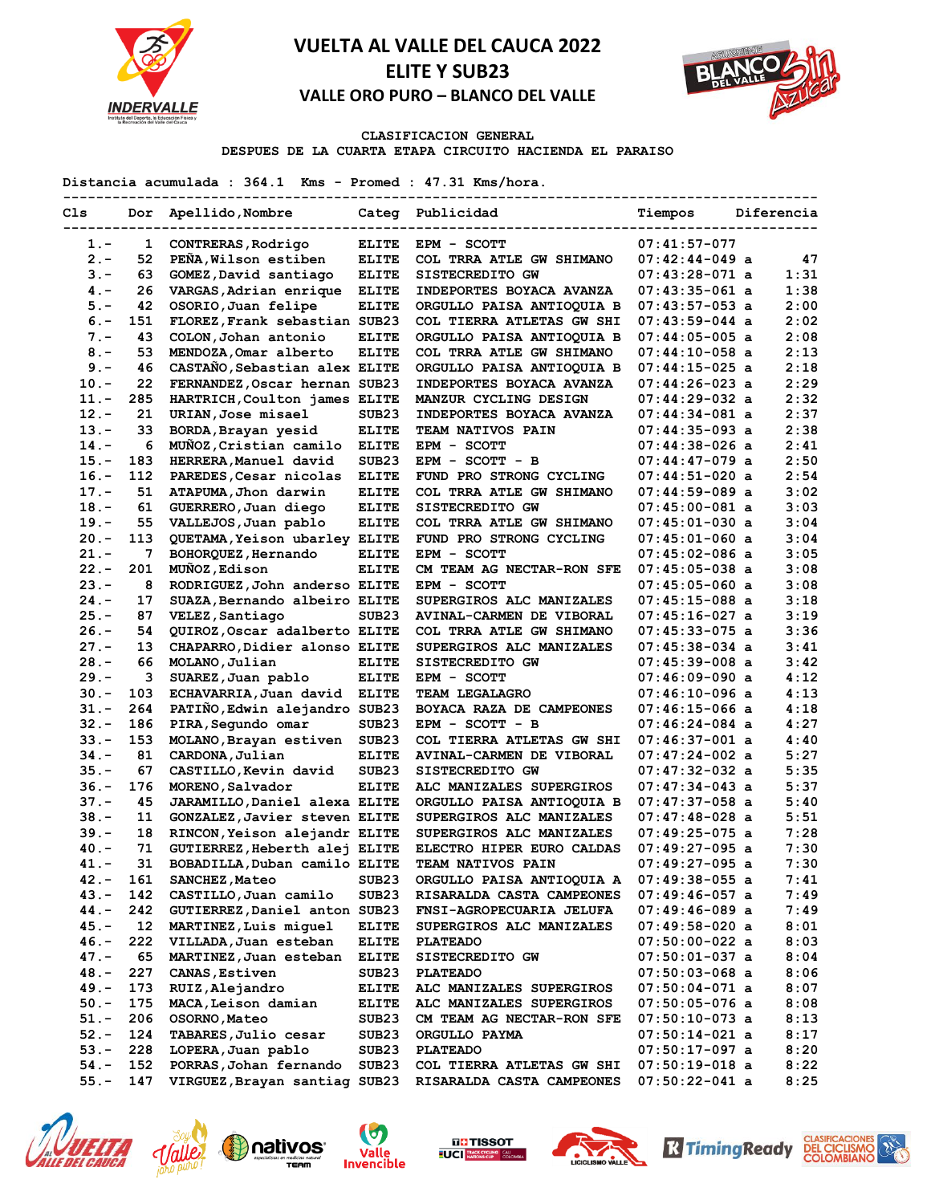# VUELTA AL VALLE DEL CAUCA 2022
## ELITE Y SUB23
### VALLE ORO PURO – BLANCO DEL VALLE

**CLASIFICACION GENERAL**
**DESPUES DE LA CUARTA ETAPA CIRCUITO HACIENDA EL PARAISO**

**Distancia acumulada : 364.1 Kms - Promed : 47.31 Kms/hora.**

| Cls | Dor | Apellido,Nombre | Categ | Publicidad | Tiempos | Diferencia |
|---|---|---|---|---|---|---|
| 1.- | 1 | CONTRERAS,Rodrigo | ELITE | EPM - SCOTT | 07:41:57-077 | |
| 2.- | 52 | PEÑA,Wilson estiben | ELITE | COL TRRA ATLE GW SHIMANO | 07:42:44-049 a | 47 |
| 3.- | 63 | GOMEZ,David santiago | ELITE | SISTECREDITO GW | 07:43:28-071 a | 1:31 |
| 4.- | 26 | VARGAS,Adrian enrique | ELITE | INDEPORTES BOYACA AVANZA | 07:43:35-061 a | 1:38 |
| 5.- | 42 | OSORIO,Juan felipe | ELITE | ORGULLO PAISA ANTIOQUIA B | 07:43:57-053 a | 2:00 |
| 6.- | 151 | FLOREZ,Frank sebastian | SUB23 | COL TIERRA ATLETAS GW SHI | 07:43:59-044 a | 2:02 |
| 7.- | 43 | COLON,Johan antonio | ELITE | ORGULLO PAISA ANTIOQUIA B | 07:44:05-005 a | 2:08 |
| 8.- | 53 | MENDOZA,Omar alberto | ELITE | COL TRRA ATLE GW SHIMANO | 07:44:10-058 a | 2:13 |
| 9.- | 46 | CASTAÑO,Sebastian alex | ELITE | ORGULLO PAISA ANTIOQUIA B | 07:44:15-025 a | 2:18 |
| 10.- | 22 | FERNANDEZ,Oscar hernan | SUB23 | INDEPORTES BOYACA AVANZA | 07:44:26-023 a | 2:29 |
| 11.- | 285 | HARTRICH,Coulton james | ELITE | MANZUR CYCLING DESIGN | 07:44:29-032 a | 2:32 |
| 12.- | 21 | URIAN,Jose misael | SUB23 | INDEPORTES BOYACA AVANZA | 07:44:34-081 a | 2:37 |
| 13.- | 33 | BORDA,Brayan yesid | ELITE | TEAM NATIVOS PAIN | 07:44:35-093 a | 2:38 |
| 14.- | 6 | MUÑOZ,Cristian camilo | ELITE | EPM - SCOTT | 07:44:38-026 a | 2:41 |
| 15.- | 183 | HERRERA,Manuel david | SUB23 | EPM - SCOTT - B | 07:44:47-079 a | 2:50 |
| 16.- | 112 | PAREDES,Cesar nicolas | ELITE | FUND PRO STRONG CYCLING | 07:44:51-020 a | 2:54 |
| 17.- | 51 | ATAPUMA,Jhon darwin | ELITE | COL TRRA ATLE GW SHIMANO | 07:44:59-089 a | 3:02 |
| 18.- | 61 | GUERRERO,Juan diego | ELITE | SISTECREDITO GW | 07:45:00-081 a | 3:03 |
| 19.- | 55 | VALLEJOS,Juan pablo | ELITE | COL TRRA ATLE GW SHIMANO | 07:45:01-030 a | 3:04 |
| 20.- | 113 | QUETAMA,Yeison ubarley | ELITE | FUND PRO STRONG CYCLING | 07:45:01-060 a | 3:04 |
| 21.- | 7 | BOHORQUEZ,Hernando | ELITE | EPM - SCOTT | 07:45:02-086 a | 3:05 |
| 22.- | 201 | MUÑOZ,Edison | ELITE | CM TEAM AG NECTAR-RON SFE | 07:45:05-038 a | 3:08 |
| 23.- | 8 | RODRIGUEZ,John anderso | ELITE | EPM - SCOTT | 07:45:05-060 a | 3:08 |
| 24.- | 17 | SUAZA,Bernando albeiro | ELITE | SUPERGIROS ALC MANIZALES | 07:45:15-088 a | 3:18 |
| 25.- | 87 | VELEZ,Santiago | SUB23 | AVINAL-CARMEN DE VIBORAL | 07:45:16-027 a | 3:19 |
| 26.- | 54 | QUIROZ,Oscar adalberto | ELITE | COL TRRA ATLE GW SHIMANO | 07:45:33-075 a | 3:36 |
| 27.- | 13 | CHAPARRO,Didier alonso | ELITE | SUPERGIROS ALC MANIZALES | 07:45:38-034 a | 3:41 |
| 28.- | 66 | MOLANO,Julian | ELITE | SISTECREDITO GW | 07:45:39-008 a | 3:42 |
| 29.- | 3 | SUAREZ,Juan pablo | ELITE | EPM - SCOTT | 07:46:09-090 a | 4:12 |
| 30.- | 103 | ECHAVARRIA,Juan david | ELITE | TEAM LEGALAGRO | 07:46:10-096 a | 4:13 |
| 31.- | 264 | PATIÑO,Edwin alejandro | SUB23 | BOYACA RAZA DE CAMPEONES | 07:46:15-066 a | 4:18 |
| 32.- | 186 | PIRA,Segundo omar | SUB23 | EPM - SCOTT - B | 07:46:24-084 a | 4:27 |
| 33.- | 153 | MOLANO,Brayan estiven | SUB23 | COL TIERRA ATLETAS GW SHI | 07:46:37-001 a | 4:40 |
| 34.- | 81 | CARDONA,Julian | ELITE | AVINAL-CARMEN DE VIBORAL | 07:47:24-002 a | 5:27 |
| 35.- | 67 | CASTILLO,Kevin david | SUB23 | SISTECREDITO GW | 07:47:32-032 a | 5:35 |
| 36.- | 176 | MORENO,Salvador | ELITE | ALC MANIZALES SUPERGIROS | 07:47:34-043 a | 5:37 |
| 37.- | 45 | JARAMILLO,Daniel alexa | ELITE | ORGULLO PAISA ANTIOQUIA B | 07:47:37-058 a | 5:40 |
| 38.- | 11 | GONZALEZ,Javier steven | ELITE | SUPERGIROS ALC MANIZALES | 07:47:48-028 a | 5:51 |
| 39.- | 18 | RINCON,Yeison alejandr | ELITE | SUPERGIROS ALC MANIZALES | 07:49:25-075 a | 7:28 |
| 40.- | 71 | GUTIERREZ,Heberth alej | ELITE | ELECTRO HIPER EURO CALDAS | 07:49:27-095 a | 7:30 |
| 41.- | 31 | BOBADILLA,Duban camilo | ELITE | TEAM NATIVOS PAIN | 07:49:27-095 a | 7:30 |
| 42.- | 161 | SANCHEZ,Mateo | SUB23 | ORGULLO PAISA ANTIOQUIA A | 07:49:38-055 a | 7:41 |
| 43.- | 142 | CASTILLO,Juan camilo | SUB23 | RISARALDA CASTA CAMPEONES | 07:49:46-057 a | 7:49 |
| 44.- | 242 | GUTIERREZ,Daniel anton | SUB23 | FNSI-AGROPECUARIA JELUFA | 07:49:46-089 a | 7:49 |
| 45.- | 12 | MARTINEZ,Luis miguel | ELITE | SUPERGIROS ALC MANIZALES | 07:49:58-020 a | 8:01 |
| 46.- | 222 | VILLADA,Juan esteban | ELITE | PLATEADO | 07:50:00-022 a | 8:03 |
| 47.- | 65 | MARTINEZ,Juan esteban | ELITE | SISTECREDITO GW | 07:50:01-037 a | 8:04 |
| 48.- | 227 | CANAS,Estiven | SUB23 | PLATEADO | 07:50:03-068 a | 8:06 |
| 49.- | 173 | RUIZ,Alejandro | ELITE | ALC MANIZALES SUPERGIROS | 07:50:04-071 a | 8:07 |
| 50.- | 175 | MACA,Leison damian | ELITE | ALC MANIZALES SUPERGIROS | 07:50:05-076 a | 8:08 |
| 51.- | 206 | OSORNO,Mateo | SUB23 | CM TEAM AG NECTAR-RON SFE | 07:50:10-073 a | 8:13 |
| 52.- | 124 | TABARES,Julio cesar | SUB23 | ORGULLO PAYMA | 07:50:14-021 a | 8:17 |
| 53.- | 228 | LOPERA,Juan pablo | SUB23 | PLATEADO | 07:50:17-097 a | 8:20 |
| 54.- | 152 | PORRAS,Johan fernando | SUB23 | COL TIERRA ATLETAS GW SHI | 07:50:19-018 a | 8:22 |
| 55.- | 147 | VIRGUEZ,Brayan santiag | SUB23 | RISARALDA CASTA CAMPEONES | 07:50:22-041 a | 8:25 |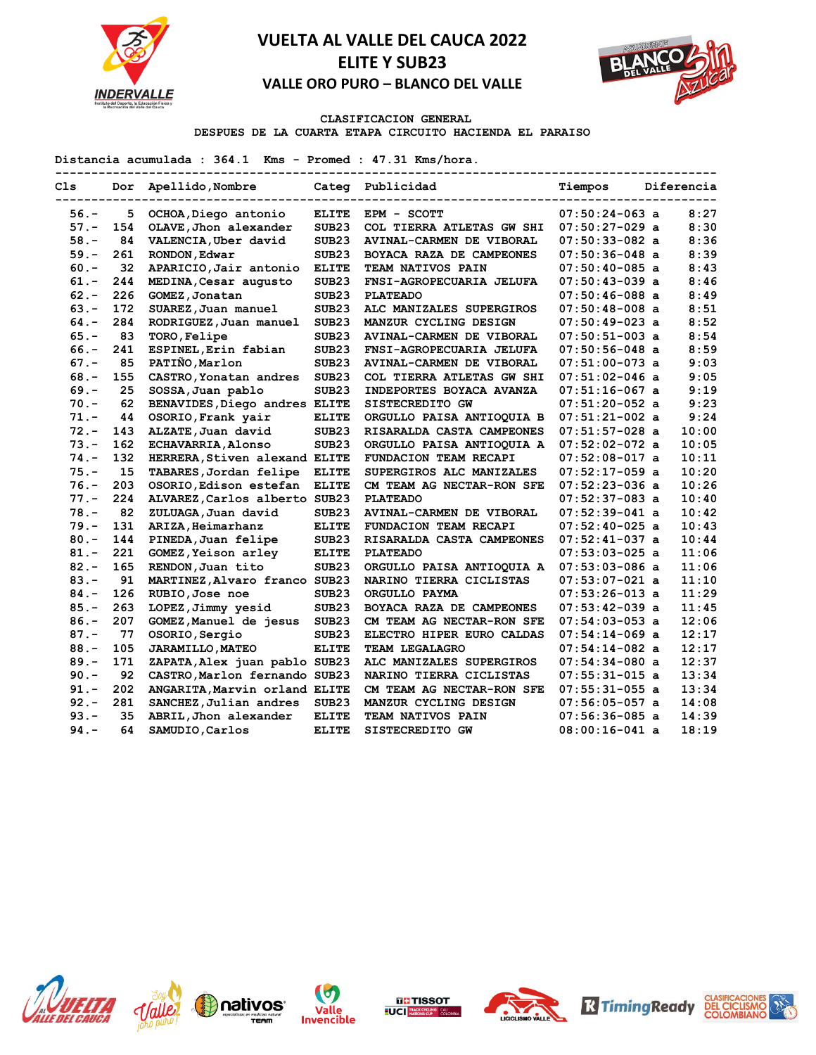# VUELTA AL VALLE DEL CAUCA 2022
## ELITE Y SUB23
### VALLE ORO PURO – BLANCO DEL VALLE

CLASIFICACION GENERAL
DESPUES DE LA CUARTA ETAPA CIRCUITO HACIENDA EL PARAISO

Distancia acumulada : 364.1 Kms - Promed : 47.31 Kms/hora.

| Cls | Dor | Apellido,Nombre | Categ | Publicidad | Tiempos | Diferencia |
|---|---|---|---|---|---|---|
| 56.- | 5 | OCHOA,Diego antonio | ELITE | EPM - SCOTT | 07:50:24-063 a | 8:27 |
| 57.- | 154 | OLAVE,Jhon alexander | SUB23 | COL TIERRA ATLETAS GW SHI | 07:50:27-029 a | 8:30 |
| 58.- | 84 | VALENCIA,Uber david | SUB23 | AVINAL-CARMEN DE VIBORAL | 07:50:33-082 a | 8:36 |
| 59.- | 261 | RONDON,Edwar | SUB23 | BOYACA RAZA DE CAMPEONES | 07:50:36-048 a | 8:39 |
| 60.- | 32 | APARICIO,Jair antonio | ELITE | TEAM NATIVOS PAIN | 07:50:40-085 a | 8:43 |
| 61.- | 244 | MEDINA,Cesar augusto | SUB23 | FNSI-AGROPECUARIA JELUFA | 07:50:43-039 a | 8:46 |
| 62.- | 226 | GOMEZ,Jonatan | SUB23 | PLATEADO | 07:50:46-088 a | 8:49 |
| 63.- | 172 | SUAREZ,Juan manuel | SUB23 | ALC MANIZALES SUPERGIROS | 07:50:48-008 a | 8:51 |
| 64.- | 284 | RODRIGUEZ,Juan manuel | SUB23 | MANZUR CYCLING DESIGN | 07:50:49-023 a | 8:52 |
| 65.- | 83 | TORO,Felipe | SUB23 | AVINAL-CARMEN DE VIBORAL | 07:50:51-003 a | 8:54 |
| 66.- | 241 | ESPINEL,Erin fabian | SUB23 | FNSI-AGROPECUARIA JELUFA | 07:50:56-048 a | 8:59 |
| 67.- | 85 | PATIÑO,Marlon | SUB23 | AVINAL-CARMEN DE VIBORAL | 07:51:00-073 a | 9:03 |
| 68.- | 155 | CASTRO,Yonatan andres | SUB23 | COL TIERRA ATLETAS GW SHI | 07:51:02-046 a | 9:05 |
| 69.- | 25 | SOSSA,Juan pablo | SUB23 | INDEPORTES BOYACA AVANZA | 07:51:16-067 a | 9:19 |
| 70.- | 62 | BENAVIDES,Diego andres | ELITE | SISTECREDITO GW | 07:51:20-052 a | 9:23 |
| 71.- | 44 | OSORIO,Frank yair | ELITE | ORGULLO PAISA ANTIOQUIA B | 07:51:21-002 a | 9:24 |
| 72.- | 143 | ALZATE,Juan david | SUB23 | RISARALDA CASTA CAMPEONES | 07:51:57-028 a | 10:00 |
| 73.- | 162 | ECHAVARRIA,Alonso | SUB23 | ORGULLO PAISA ANTIOQUIA A | 07:52:02-072 a | 10:05 |
| 74.- | 132 | HERRERA,Stiven alexand | ELITE | FUNDACION TEAM RECAPI | 07:52:08-017 a | 10:11 |
| 75.- | 15 | TABARES,Jordan felipe | ELITE | SUPERGIROS ALC MANIZALES | 07:52:17-059 a | 10:20 |
| 76.- | 203 | OSORIO,Edison estefan | ELITE | CM TEAM AG NECTAR-RON SFE | 07:52:23-036 a | 10:26 |
| 77.- | 224 | ALVAREZ,Carlos alberto | SUB23 | PLATEADO | 07:52:37-083 a | 10:40 |
| 78.- | 82 | ZULUAGA,Juan david | SUB23 | AVINAL-CARMEN DE VIBORAL | 07:52:39-041 a | 10:42 |
| 79.- | 131 | ARIZA,Heimarhanz | ELITE | FUNDACION TEAM RECAPI | 07:52:40-025 a | 10:43 |
| 80.- | 144 | PINEDA,Juan felipe | SUB23 | RISARALDA CASTA CAMPEONES | 07:52:41-037 a | 10:44 |
| 81.- | 221 | GOMEZ,Carlos | ELITE | PLATEADO | 07:53:03-025 a | 11:06 |
| 82.- | 165 | RENDON,Juan tito | SUB23 | ORGULLO PAISA ANTIOQUIA A | 07:53:03-086 a | 11:06 |
| 83.- | 91 | MARTINEZ,Alvaro franco | SUB23 | NARINO TIERRA CICLISTAS | 07:53:07-021 a | 11:10 |
| 84.- | 126 | RUBIO,Jose noe | SUB23 | ORGULLO PAYMA | 07:53:26-013 a | 11:29 |
| 85.- | 263 | LOPEZ,Jimmy yesid | SUB23 | BOYACA RAZA DE CAMPEONES | 07:53:42-039 a | 11:45 |
| 86.- | 207 | GOMEZ,Manuel de jesus | SUB23 | CM TEAM AG NECTAR-RON SFE | 07:54:03-053 a | 12:06 |
| 87.- | 77 | OSORIO,Sergio | SUB23 | ELECTRO HIPER EURO CALDAS | 07:54:14-069 a | 12:17 |
| 88.- | 105 | JARAMILLO,MATEO | ELITE | TEAM LEGALAGRO | 07:54:14-082 a | 12:17 |
| 89.- | 171 | ZAPATA,Alex juan pablo | SUB23 | ALC MANIZALES SUPERGIROS | 07:54:34-080 a | 12:37 |
| 90.- | 92 | CASTRO,Marlon fernando | SUB23 | NARINO TIERRA CICLISTAS | 07:55:31-015 a | 13:34 |
| 91.- | 202 | ANGARITA,Marvin orland | ELITE | CM TEAM AG NECTAR-RON SFE | 07:55:31-055 a | 13:34 |
| 92.- | 281 | SANCHEZ,Julian andres | SUB23 | MANZUR CYCLING DESIGN | 07:56:05-057 a | 14:08 |
| 93.- | 35 | ABRIL,Jhon alexander | ELITE | TEAM NATIVOS PAIN | 07:56:36-085 a | 14:39 |
| 94.- | 64 | SAMUDIO,Carlos | ELITE | SISTECREDITO GW | 08:00:16-041 a | 18:19 |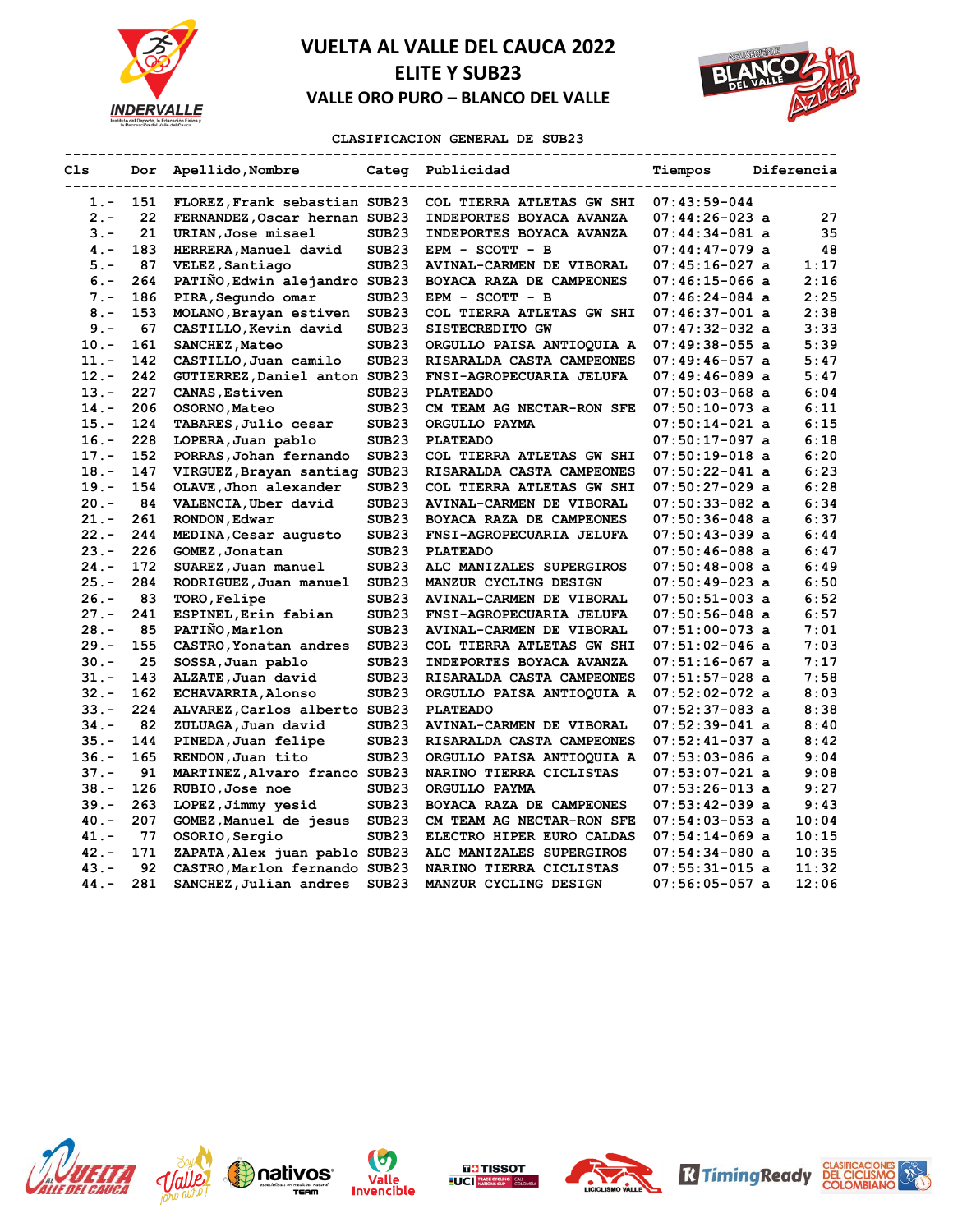# VUELTA AL VALLE DEL CAUCA 2022
## ELITE Y SUB23
### VALLE ORO PURO – BLANCO DEL VALLE

**CLASIFICACION GENERAL DE SUB23**

| Cls | Dor | Apellido,Nombre | Categ | Publicidad | Tiempos | | Diferencia |
|---|---|---|---|---|---|---|---|
| 1.- | 151 | FLOREZ,Frank sebastian | SUB23 | COL TIERRA ATLETAS GW SHI | 07:43:59-044 | | |
| 2.- | 22 | FERNANDEZ,Oscar hernan | SUB23 | INDEPORTES BOYACA AVANZA | 07:44:26-023 | a | 27 |
| 3.- | 21 | URIAN,Jose misael | SUB23 | INDEPORTES BOYACA AVANZA | 07:44:34-081 | a | 35 |
| 4.- | 183 | HERRERA,Manuel david | SUB23 | EPM - SCOTT - B | 07:44:47-079 | a | 48 |
| 5.- | 87 | VELEZ,Santiago | SUB23 | AVINAL-CARMEN DE VIBORAL | 07:45:16-027 | a | 1:17 |
| 6.- | 264 | PATIÑO,Edwin alejandro | SUB23 | BOYACA RAZA DE CAMPEONES | 07:46:15-066 | a | 2:16 |
| 7.- | 186 | PIRA,Segundo omar | SUB23 | EPM - SCOTT - B | 07:46:24-084 | a | 2:25 |
| 8.- | 153 | MOLANO,Brayan estiven | SUB23 | COL TIERRA ATLETAS GW SHI | 07:46:37-001 | a | 2:38 |
| 9.- | 67 | CASTILLO,Kevin david | SUB23 | SISTECREDITO GW | 07:47:32-032 | a | 3:33 |
| 10.- | 161 | SANCHEZ,Mateo | SUB23 | ORGULLO PAISA ANTIOQUIA A | 07:49:38-055 | a | 5:39 |
| 11.- | 142 | CASTILLO,Juan camilo | SUB23 | RISARALDA CASTA CAMPEONES | 07:49:46-057 | a | 5:47 |
| 12.- | 242 | GUTIERREZ,Daniel anton | SUB23 | FNSI-AGROPECUARIA JELUFA | 07:49:46-089 | a | 5:47 |
| 13.- | 227 | CANAS,Estiven | SUB23 | PLATEADO | 07:50:03-068 | a | 6:04 |
| 14.- | 206 | OSORNO,Mateo | SUB23 | CM TEAM AG NECTAR-RON SFE | 07:50:10-073 | a | 6:11 |
| 15.- | 124 | TABARES,Julio cesar | SUB23 | ORGULLO PAYMA | 07:50:14-021 | a | 6:15 |
| 16.- | 228 | LOPERA,Juan pablo | SUB23 | PLATEADO | 07:50:17-097 | a | 6:18 |
| 17.- | 152 | PORRAS,Johan fernando | SUB23 | COL TIERRA ATLETAS GW SHI | 07:50:19-018 | a | 6:20 |
| 18.- | 147 | VIRGUEZ,Brayan santiag | SUB23 | RISARALDA CASTA CAMPEONES | 07:50:22-041 | a | 6:23 |
| 19.- | 154 | OLAVE,Jhon alexander | SUB23 | COL TIERRA ATLETAS GW SHI | 07:50:27-029 | a | 6:28 |
| 20.- | 84 | VALENCIA,Uber david | SUB23 | AVINAL-CARMEN DE VIBORAL | 07:50:33-082 | a | 6:34 |
| 21.- | 261 | RONDON,Edwar | SUB23 | BOYACA RAZA DE CAMPEONES | 07:50:36-048 | a | 6:37 |
| 22.- | 244 | MEDINA,Cesar augusto | SUB23 | FNSI-AGROPECUARIA JELUFA | 07:50:43-039 | a | 6:44 |
| 23.- | 226 | GOMEZ,Jonatan | SUB23 | PLATEADO | 07:50:46-088 | a | 6:47 |
| 24.- | 172 | SUAREZ,Juan manuel | SUB23 | ALC MANIZALES SUPERGIROS | 07:50:48-008 | a | 6:49 |
| 25.- | 284 | RODRIGUEZ,Juan manuel | SUB23 | MANZUR CYCLING DESIGN | 07:50:49-023 | a | 6:50 |
| 26.- | 83 | TORO,Felipe | SUB23 | AVINAL-CARMEN DE VIBORAL | 07:50:51-003 | a | 6:52 |
| 27.- | 241 | ESPINEL,Erin fabian | SUB23 | FNSI-AGROPECUARIA JELUFA | 07:50:56-048 | a | 6:57 |
| 28.- | 85 | PATIÑO,Marlon | SUB23 | AVINAL-CARMEN DE VIBORAL | 07:51:00-073 | a | 7:01 |
| 29.- | 155 | CASTRO,Yonatan andres | SUB23 | COL TIERRA ATLETAS GW SHI | 07:51:02-046 | a | 7:03 |
| 30.- | 25 | SOSSA,Juan pablo | SUB23 | INDEPORTES BOYACA AVANZA | 07:51:16-067 | a | 7:17 |
| 31.- | 143 | ALZATE,Juan david | SUB23 | RISARALDA CASTA CAMPEONES | 07:51:57-028 | a | 7:58 |
| 32.- | 162 | ECHAVARRIA,Alonso | SUB23 | ORGULLO PAISA ANTIOQUIA A | 07:52:02-072 | a | 8:03 |
| 33.- | 224 | ALVAREZ,Carlos alberto | SUB23 | PLATEADO | 07:52:37-083 | a | 8:38 |
| 34.- | 82 | ZULUAGA,Juan david | SUB23 | AVINAL-CARMEN DE VIBORAL | 07:52:39-041 | a | 8:40 |
| 35.- | 144 | PINEDA,Juan felipe | SUB23 | RISARALDA CASTA CAMPEONES | 07:52:41-037 | a | 8:42 |
| 36.- | 165 | RENDON,Juan tito | SUB23 | ORGULLO PAISA ANTIOQUIA A | 07:53:03-086 | a | 9:04 |
| 37.- | 91 | MARTINEZ,Alvaro franco | SUB23 | NARINO TIERRA CICLISTAS | 07:53:07-021 | a | 9:08 |
| 38.- | 126 | RUBIO,Jose noe | SUB23 | ORGULLO PAYMA | 07:53:26-013 | a | 9:27 |
| 39.- | 263 | LOPEZ,Jimmy yesid | SUB23 | BOYACA RAZA DE CAMPEONES | 07:53:42-039 | a | 9:43 |
| 40.- | 207 | GOMEZ,Manuel de jesus | SUB23 | CM TEAM AG NECTAR-RON SFE | 07:54:03-053 | a | 10:04 |
| 41.- | 77 | OSORIO,Sergio | SUB23 | ELECTRO HIPER EURO CALDAS | 07:54:14-069 | a | 10:15 |
| 42.- | 171 | ZAPATA,Alex juan pablo | SUB23 | ALC MANIZALES SUPERGIROS | 07:54:34-080 | a | 10:35 |
| 43.- | 92 | CASTRO,Marlon fernando | SUB23 | NARINO TIERRA CICLISTAS | 07:55:31-015 | a | 11:32 |
| 44.- | 281 | SANCHEZ,Julian andres | SUB23 | MANZUR CYCLING DESIGN | 07:56:05-057 | a | 12:06 |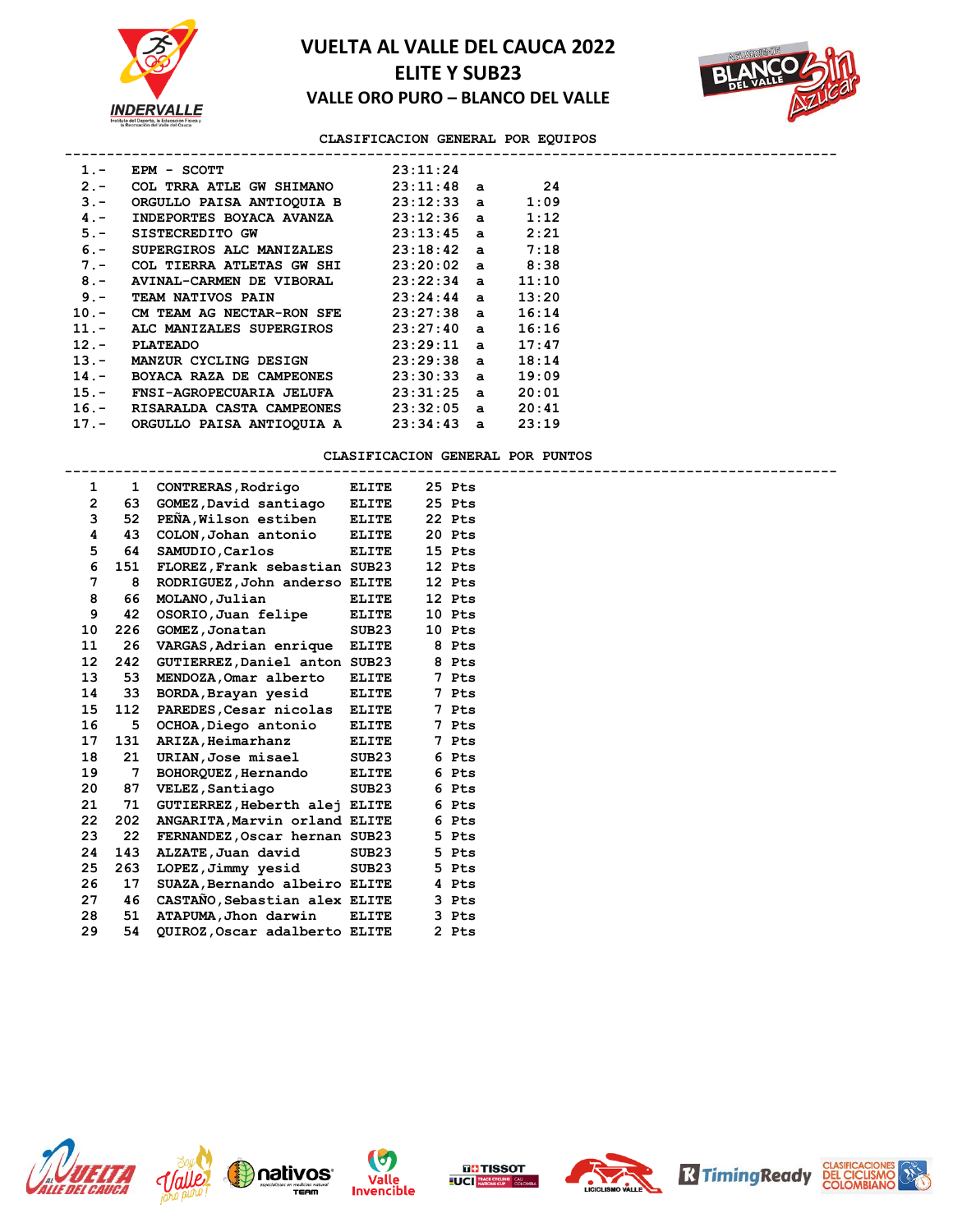# VUELTA AL VALLE DEL CAUCA 2022
## ELITE Y SUB23
### VALLE ORO PURO – BLANCO DEL VALLE

**CLASIFICACION GENERAL POR EQUIPOS**

| | | | | |
|---|---|---|---|---|
| 1.- | EPM - SCOTT | 23:11:24 | | |
| 2.- | COL TRRA ATLE GW SHIMANO | 23:11:48 | a | 24 |
| 3.- | ORGULLO PAISA ANTIOQUIA B | 23:12:33 | a | 1:09 |
| 4.- | INDEPORTES BOYACA AVANZA | 23:12:36 | a | 1:12 |
| 5.- | SISTECREDITO GW | 23:13:45 | a | 2:21 |
| 6.- | SUPERGIROS ALC MANIZALES | 23:18:42 | a | 7:18 |
| 7.- | COL TIERRA ATLETAS GW SHI | 23:20:02 | a | 8:38 |
| 8.- | AVINAL-CARMEN DE VIBORAL | 23:22:34 | a | 11:10 |
| 9.- | TEAM NATIVOS PAIN | 23:24:44 | a | 13:20 |
| 10.- | CM TEAM AG NECTAR-RON SFE | 23:27:38 | a | 16:14 |
| 11.- | ALC MANIZALES SUPERGIROS | 23:27:40 | a | 16:16 |
| 12.- | PLATEADO | 23:29:11 | a | 17:47 |
| 13.- | MANZUR CYCLING DESIGN | 23:29:38 | a | 18:14 |
| 14.- | BOYACA RAZA DE CAMPEONES | 23:30:33 | a | 19:09 |
| 15.- | FNSI-AGROPECUARIA JELUFA | 23:31:25 | a | 20:01 |
| 16.- | RISARALDA CASTA CAMPEONES | 23:32:05 | a | 20:41 |
| 17.- | ORGULLO PAISA ANTIOQUIA A | 23:34:43 | a | 23:19 |

**CLASIFICACION GENERAL POR PUNTOS**

| | | | | |
|---|---|---|---|---|
| 1 | 1 | CONTRERAS,Rodrigo | ELITE | 25 Pts |
| 2 | 63 | GOMEZ,David santiago | ELITE | 25 Pts |
| 3 | 52 | PEÑA,Wilson estiben | ELITE | 22 Pts |
| 4 | 43 | COLON,Johan antonio | ELITE | 20 Pts |
| 5 | 64 | SAMUDIO,Carlos | ELITE | 15 Pts |
| 6 | 151 | FLOREZ,Frank sebastian | SUB23 | 12 Pts |
| 7 | 8 | RODRIGUEZ,John anderso | ELITE | 12 Pts |
| 8 | 66 | MOLANO,Julian | ELITE | 12 Pts |
| 9 | 42 | OSORIO,Juan felipe | ELITE | 10 Pts |
| 10 | 226 | GOMEZ,Jonatan | SUB23 | 10 Pts |
| 11 | 26 | VARGAS,Adrian enrique | ELITE | 8 Pts |
| 12 | 242 | GUTIERREZ,Daniel anton | SUB23 | 8 Pts |
| 13 | 53 | MENDOZA,Omar alberto | ELITE | 7 Pts |
| 14 | 33 | BORDA,Brayan yesid | ELITE | 7 Pts |
| 15 | 112 | PAREDES,Cesar nicolas | ELITE | 7 Pts |
| 16 | 5 | OCHOA,Diego antonio | ELITE | 7 Pts |
| 17 | 131 | ARIZA,Heimarhanz | ELITE | 7 Pts |
| 18 | 21 | URIAN,Jose misael | SUB23 | 6 Pts |
| 19 | 7 | BOHORQUEZ,Hernando | ELITE | 6 Pts |
| 20 | 87 | VELEZ,Santiago | SUB23 | 6 Pts |
| 21 | 71 | GUTIERREZ,Heberth alej | ELITE | 6 Pts |
| 22 | 202 | ANGARITA,Marvin orland | ELITE | 6 Pts |
| 23 | 22 | FERNANDEZ,Oscar hernan | SUB23 | 5 Pts |
| 24 | 143 | ALZATE,Juan david | SUB23 | 5 Pts |
| 25 | 263 | LOPEZ,Jimmy yesid | SUB23 | 5 Pts |
| 26 | 17 | SUAZA,Bernando albeiro | ELITE | 4 Pts |
| 27 | 46 | CASTAÑO,Sebastian alex | ELITE | 3 Pts |
| 28 | 51 | ATAPUMA,Jhon darwin | ELITE | 3 Pts |
| 29 | 54 | QUIROZ,Oscar adalberto | ELITE | 2 Pts |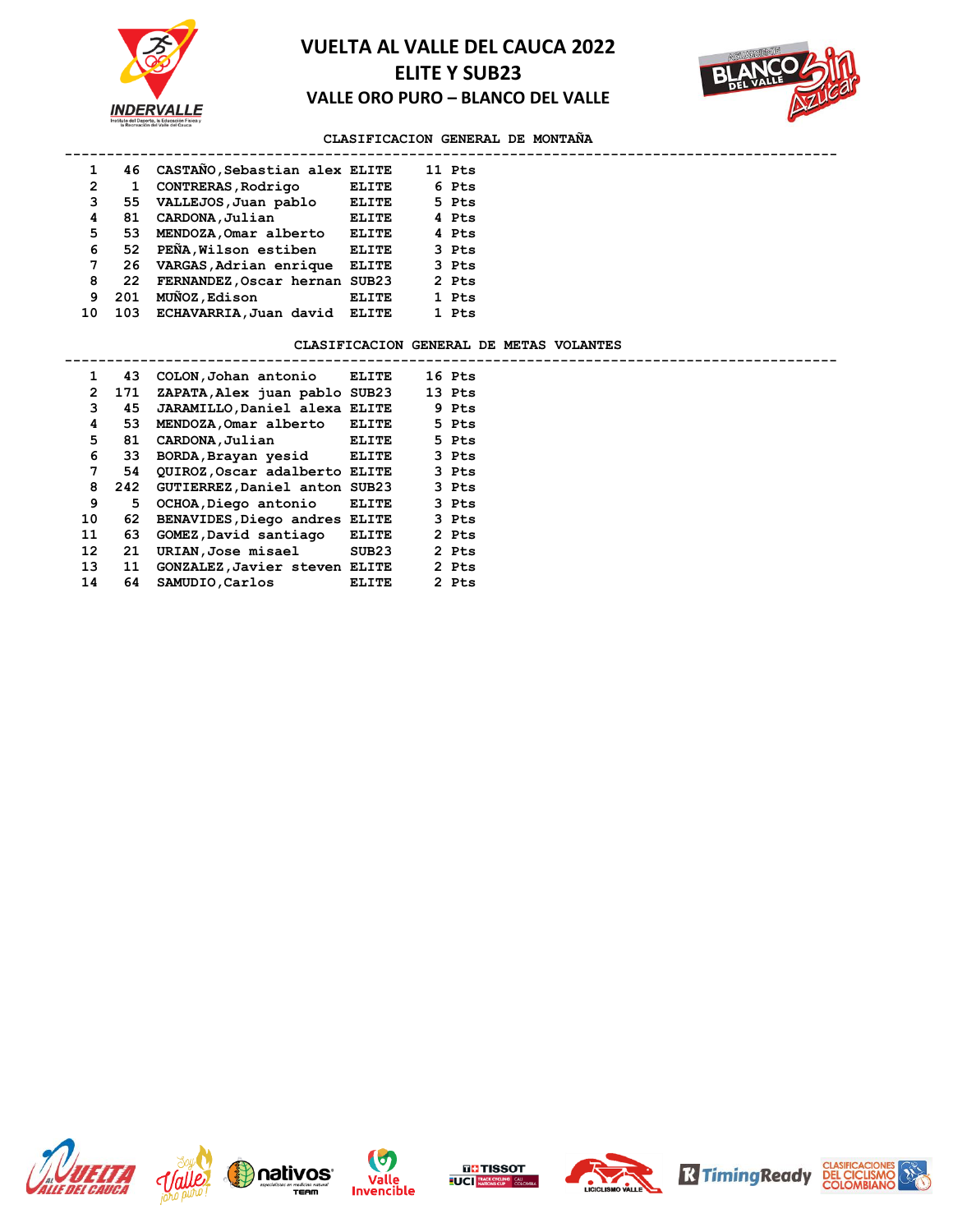# VUELTA AL VALLE DEL CAUCA 2022
## ELITE Y SUB23
### VALLE ORO PURO – BLANCO DEL VALLE

**CLASIFICACION GENERAL DE MONTAÑA**

| Pos | No. | Nombre | Cat. | Puntos |
|---|---|---|---|---|
| 1 | 46 | CASTAÑO,Sebastian alex | ELITE | 11 Pts |
| 2 | 1 | CONTRERAS,Rodrigo | ELITE | 6 Pts |
| 3 | 55 | VALLEJOS,Juan pablo | ELITE | 5 Pts |
| 4 | 81 | CARDONA,Julian | ELITE | 4 Pts |
| 5 | 53 | MENDOZA,Omar alberto | ELITE | 4 Pts |
| 6 | 52 | PEÑA,Wilson estiben | ELITE | 3 Pts |
| 7 | 26 | VARGAS,Adrian enrique | ELITE | 3 Pts |
| 8 | 22 | FERNANDEZ,Oscar hernan | SUB23 | 2 Pts |
| 9 | 201 | MUÑOZ,Edison | ELITE | 1 Pts |
| 10 | 103 | ECHAVARRIA,Juan david | ELITE | 1 Pts |

**CLASIFICACION GENERAL DE METAS VOLANTES**

| Pos | No. | Nombre | Cat. | Puntos |
|---|---|---|---|---|
| 1 | 43 | COLON,Johan antonio | ELITE | 16 Pts |
| 2 | 171 | ZAPATA,Alex juan pablo | SUB23 | 13 Pts |
| 3 | 45 | JARAMILLO,Daniel alexa | ELITE | 9 Pts |
| 4 | 53 | MENDOZA,Omar alberto | ELITE | 5 Pts |
| 5 | 81 | CARDONA,Julian | ELITE | 5 Pts |
| 6 | 33 | BORDA,Brayan yesid | ELITE | 3 Pts |
| 7 | 54 | QUIROZ,Oscar adalberto | ELITE | 3 Pts |
| 8 | 242 | GUTIERREZ,Daniel anton | SUB23 | 3 Pts |
| 9 | 5 | OCHOA,Diego antonio | ELITE | 3 Pts |
| 10 | 62 | BENAVIDES,Diego andres | ELITE | 3 Pts |
| 11 | 63 | GOMEZ,David santiago | ELITE | 2 Pts |
| 12 | 21 | URIAN,Jose misael | SUB23 | 2 Pts |
| 13 | 11 | GONZALEZ,Javier steven | ELITE | 2 Pts |
| 14 | 64 | SAMUDIO,Carlos | ELITE | 2 Pts |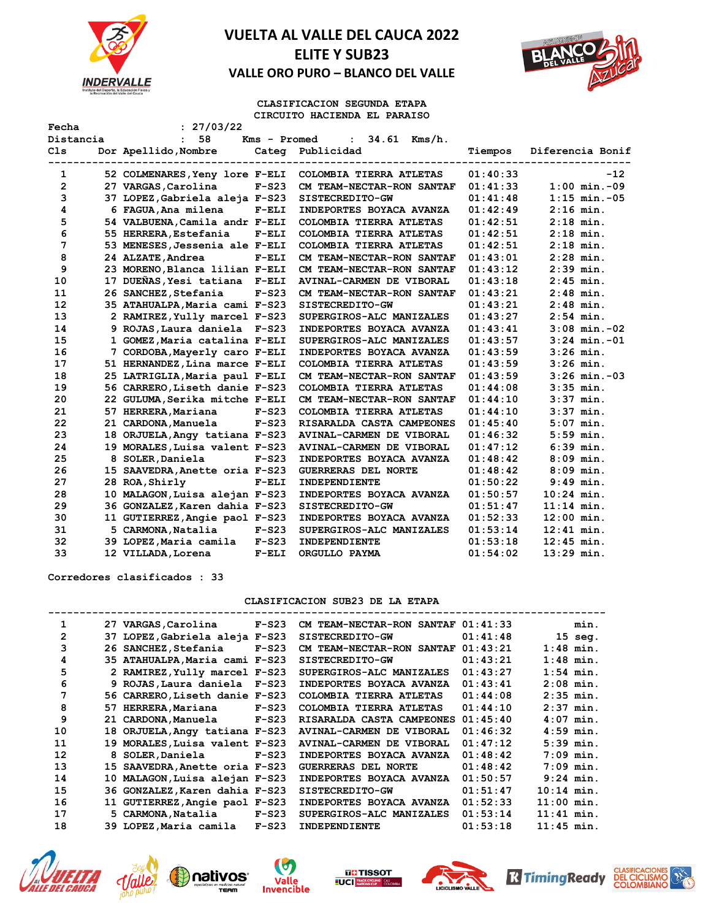# VUELTA AL VALLE DEL CAUCA 2022

## ELITE Y SUB23

### VALLE ORO PURO – BLANCO DEL VALLE

**CLASIFICACION SEGUNDA ETAPA**
**CIRCUITO HACIENDA EL PARAISO**

Fecha : 27/03/22
Distancia : 58 Kms - Promed : 34.61 Kms/h.

| Cls | Dor | Apellido,Nombre | Categ | Publicidad | Tiempos | Diferencia | Bonif |
|---|---|---|---|---|---|---|---|
| 1 | 52 | COLMENARES,Yeny lore | F-ELI | COLOMBIA TIERRA ATLETAS | 01:40:33 | | -12 |
| 2 | 27 | VARGAS,Carolina | F-S23 | CM TEAM-NECTAR-RON SANTAF | 01:41:33 | 1:00 min. | -09 |
| 3 | 37 | LOPEZ,Gabriela aleja | F-S23 | SISTECREDITO-GW | 01:41:48 | 1:15 min. | -05 |
| 4 | 6 | FAGUA,Ana milena | F-ELI | INDEPORTES BOYACA AVANZA | 01:42:49 | 2:16 min. | |
| 5 | 54 | VALBUENA,Camila andr | F-ELI | COLOMBIA TIERRA ATLETAS | 01:42:51 | 2:18 min. | |
| 6 | 55 | HERRERA,Estefania | F-ELI | COLOMBIA TIERRA ATLETAS | 01:42:51 | 2:18 min. | |
| 7 | 53 | MENESES,Jessenia ale | F-ELI | COLOMBIA TIERRA ATLETAS | 01:42:51 | 2:18 min. | |
| 8 | 24 | ALZATE,Andrea | F-ELI | CM TEAM-NECTAR-RON SANTAF | 01:43:01 | 2:28 min. | |
| 9 | 23 | MORENO,Blanca lilian | F-ELI | CM TEAM-NECTAR-RON SANTAF | 01:43:12 | 2:39 min. | |
| 10 | 17 | DUEÑAS,Yesi tatiana | F-ELI | AVINAL-CARMEN DE VIBORAL | 01:43:18 | 2:45 min. | |
| 11 | 26 | SANCHEZ,Stefania | F-S23 | CM TEAM-NECTAR-RON SANTAF | 01:43:21 | 2:48 min. | |
| 12 | 35 | ATAHUALPA,Maria cami | F-S23 | SISTECREDITO-GW | 01:43:21 | 2:48 min. | |
| 13 | 2 | RAMIREZ,Yully marcel | F-S23 | SUPERGIROS-ALC MANIZALES | 01:43:27 | 2:54 min. | |
| 14 | 9 | ROJAS,Laura daniela | F-S23 | INDEPORTES BOYACA AVANZA | 01:43:41 | 3:08 min. | -02 |
| 15 | 1 | GOMEZ,Maria catalina | F-ELI | SUPERGIROS-ALC MANIZALES | 01:43:57 | 3:24 min. | -01 |
| 16 | 7 | CORDOBA,Mayerly caro | F-ELI | INDEPORTES BOYACA AVANZA | 01:43:59 | 3:26 min. | |
| 17 | 51 | HERNANDEZ,Lina marce | F-ELI | COLOMBIA TIERRA ATLETAS | 01:43:59 | 3:26 min. | |
| 18 | 25 | LATRIGLIA,Maria paul | F-ELI | CM TEAM-NECTAR-RON SANTAF | 01:43:59 | 3:26 min. | -03 |
| 19 | 56 | CARRERO,Liseth danie | F-S23 | COLOMBIA TIERRA ATLETAS | 01:44:08 | 3:35 min. | |
| 20 | 22 | GULUMA,Serika mitche | F-ELI | CM TEAM-NECTAR-RON SANTAF | 01:44:10 | 3:37 min. | |
| 21 | 57 | HERRERA,Mariana | F-S23 | COLOMBIA TIERRA ATLETAS | 01:44:10 | 3:37 min. | |
| 22 | 21 | CARDONA,Manuela | F-S23 | RISARALDA CASTA CAMPEONES | 01:45:40 | 5:07 min. | |
| 23 | 18 | ORJUELA,Angy tatiana | F-S23 | AVINAL-CARMEN DE VIBORAL | 01:46:32 | 5:59 min. | |
| 24 | 19 | MORALES,Luisa valent | F-S23 | AVINAL-CARMEN DE VIBORAL | 01:47:12 | 6:39 min. | |
| 25 | 8 | SOLER,Daniela | F-S23 | INDEPORTES BOYACA AVANZA | 01:48:42 | 8:09 min. | |
| 26 | 15 | SAAVEDRA,Anette oria | F-S23 | GUERRERAS DEL NORTE | 01:48:42 | 8:09 min. | |
| 27 | 28 | ROA,Shirly | F-ELI | INDEPENDIENTE | 01:50:22 | 9:49 min. | |
| 28 | 10 | MALAGON,Luisa alejan | F-S23 | INDEPORTES BOYACA AVANZA | 01:50:57 | 10:24 min. | |
| 29 | 36 | GONZALEZ,Karen dahia | F-S23 | SISTECREDITO-GW | 01:51:47 | 11:14 min. | |
| 30 | 11 | GUTIERREZ,Angie paol | F-S23 | INDEPORTES BOYACA AVANZA | 01:52:33 | 12:00 min. | |
| 31 | 5 | CARMONA,Natalia | F-S23 | SUPERGIROS-ALC MANIZALES | 01:53:14 | 12:41 min. | |
| 32 | 39 | LOPEZ,Maria camila | F-S23 | INDEPENDIENTE | 01:53:18 | 12:45 min. | |
| 33 | 12 | VILLADA,Lorena | F-ELI | ORGULLO PAYMA | 01:54:02 | 13:29 min. | |

Corredores clasificados : 33

**CLASIFICACION SUB23 DE LA ETAPA**

| | | | | | | |
|---|---|---|---|---|---|---|
| 1 | 27 | VARGAS,Carolina | F-S23 | CM TEAM-NECTAR-RON SANTAF | 01:41:33 | min. |
| 2 | 37 | LOPEZ,Gabriela aleja | F-S23 | SISTECREDITO-GW | 01:41:48 | 15 seg. |
| 3 | 26 | SANCHEZ,Stefania | F-S23 | CM TEAM-NECTAR-RON SANTAF | 01:43:21 | 1:48 min. |
| 4 | 35 | ATAHUALPA,Maria cami | F-S23 | SISTECREDITO-GW | 01:43:21 | 1:48 min. |
| 5 | 2 | RAMIREZ,Yully marcel | F-S23 | SUPERGIROS-ALC MANIZALES | 01:43:27 | 1:54 min. |
| 6 | 9 | ROJAS,Laura daniela | F-S23 | INDEPORTES BOYACA AVANZA | 01:43:41 | 2:08 min. |
| 7 | 56 | CARRERO,Liseth danie | F-S23 | COLOMBIA TIERRA ATLETAS | 01:44:08 | 2:35 min. |
| 8 | 57 | HERRERA,Mariana | F-S23 | COLOMBIA TIERRA ATLETAS | 01:44:10 | 2:37 min. |
| 9 | 21 | CARDONA,Manuela | F-S23 | RISARALDA CASTA CAMPEONES | 01:45:40 | 4:07 min. |
| 10 | 18 | ORJUELA,Angy tatiana | F-S23 | AVINAL-CARMEN DE VIBORAL | 01:46:32 | 4:59 min. |
| 11 | 19 | MORALES,Luisa valent | F-S23 | AVINAL-CARMEN DE VIBORAL | 01:47:12 | 5:39 min. |
| 12 | 8 | SOLER,Daniela | F-S23 | INDEPORTES BOYACA AVANZA | 01:48:42 | 7:09 min. |
| 13 | 15 | SAAVEDRA,Anette oria | F-S23 | GUERRERAS DEL NORTE | 01:48:42 | 7:09 min. |
| 14 | 10 | MALAGON,Luisa alejan | F-S23 | INDEPORTES BOYACA AVANZA | 01:50:57 | 9:24 min. |
| 15 | 36 | GONZALEZ,Karen dahia | F-S23 | SISTECREDITO-GW | 01:51:47 | 10:14 min. |
| 16 | 11 | GUTIERREZ,Angie paol | F-S23 | INDEPORTES BOYACA AVANZA | 01:52:33 | 11:00 min. |
| 17 | 5 | CARMONA,Natalia | F-S23 | SUPERGIROS-ALC MANIZALES | 01:53:14 | 11:41 min. |
| 18 | 39 | LOPEZ,Maria camila | F-S23 | INDEPENDIENTE | 01:53:18 | 11:45 min. |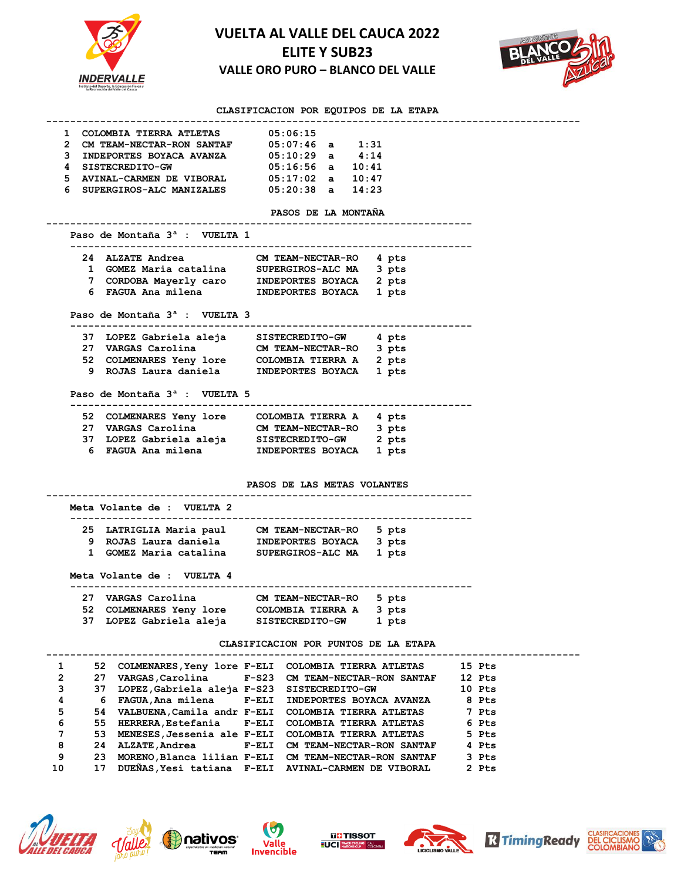# VUELTA AL VALLE DEL CAUCA 2022
## ELITE Y SUB23
### VALLE ORO PURO – BLANCO DEL VALLE

**CLASIFICACION POR EQUIPOS DE LA ETAPA**

| | | | | |
|---|---|---|---|---|
| 1 | COLOMBIA TIERRA ATLETAS | 05:06:15 | | |
| 2 | CM TEAM-NECTAR-RON SANTAF | 05:07:46 | a | 1:31 |
| 3 | INDEPORTES BOYACA AVANZA | 05:10:29 | a | 4:14 |
| 4 | SISTECREDITO-GW | 05:16:56 | a | 10:41 |
| 5 | AVINAL-CARMEN DE VIBORAL | 05:17:02 | a | 10:47 |
| 6 | SUPERGIROS-ALC MANIZALES | 05:20:38 | a | 14:23 |

**PASOS DE LA MONTAÑA**

Paso de Montaña 3ª : VUELTA 1

| | | | |
|---|---|---|---|
| 24 | ALZATE Andrea | CM TEAM-NECTAR-RO | 4 pts |
| 1 | GOMEZ Maria catalina | SUPERGIROS-ALC MA | 3 pts |
| 7 | CORDOBA Mayerly caro | INDEPORTES BOYACA | 2 pts |
| 6 | FAGUA Ana milena | INDEPORTES BOYACA | 1 pts |

Paso de Montaña 3ª : VUELTA 3

| | | | |
|---|---|---|---|
| 37 | LOPEZ Gabriela aleja | SISTECREDITO-GW | 4 pts |
| 27 | VARGAS Carolina | CM TEAM-NECTAR-RO | 3 pts |
| 52 | COLMENARES Yeny lore | COLOMBIA TIERRA A | 2 pts |
| 9 | ROJAS Laura daniela | INDEPORTES BOYACA | 1 pts |

Paso de Montaña 3ª : VUELTA 5

| | | | |
|---|---|---|---|
| 52 | COLMENARES Yeny lore | COLOMBIA TIERRA A | 4 pts |
| 27 | VARGAS Carolina | CM TEAM-NECTAR-RO | 3 pts |
| 37 | LOPEZ Gabriela aleja | SISTECREDITO-GW | 2 pts |
| 6 | FAGUA Ana milena | INDEPORTES BOYACA | 1 pts |

**PASOS DE LAS METAS VOLANTES**

Meta Volante de : VUELTA 2

| | | | |
|---|---|---|---|
| 25 | LATRIGLIA Maria paul | CM TEAM-NECTAR-RO | 5 pts |
| 9 | ROJAS Laura daniela | INDEPORTES BOYACA | 3 pts |
| 1 | GOMEZ Maria catalina | SUPERGIROS-ALC MA | 1 pts |

Meta Volante de : VUELTA 4

| | | | |
|---|---|---|---|
| 27 | VARGAS Carolina | CM TEAM-NECTAR-RO | 5 pts |
| 52 | COLMENARES Yeny lore | COLOMBIA TIERRA A | 3 pts |
| 37 | LOPEZ Gabriela aleja | SISTECREDITO-GW | 1 pts |

**CLASIFICACION POR PUNTOS DE LA ETAPA**

| | | | | | |
|---|---|---|---|---|---|
| 1 | 52 | COLMENARES,Yeny lore | F-ELI | COLOMBIA TIERRA ATLETAS | 15 Pts |
| 2 | 27 | VARGAS,Carolina | F-S23 | CM TEAM-NECTAR-RON SANTAF | 12 Pts |
| 3 | 37 | LOPEZ,Gabriela aleja | F-S23 | SISTECREDITO-GW | 10 Pts |
| 4 | 6 | FAGUA,Ana milena | F-ELI | INDEPORTES BOYACA AVANZA | 8 Pts |
| 5 | 54 | VALBUENA,Camila andr | F-ELI | COLOMBIA TIERRA ATLETAS | 7 Pts |
| 6 | 55 | HERRERA,Estefania | F-ELI | COLOMBIA TIERRA ATLETAS | 6 Pts |
| 7 | 53 | MENESES,Jessenia ale | F-ELI | COLOMBIA TIERRA ATLETAS | 5 Pts |
| 8 | 24 | ALZATE,Andrea | F-ELI | CM TEAM-NECTAR-RON SANTAF | 4 Pts |
| 9 | 23 | MORENO,Blanca lilian | F-ELI | CM TEAM-NECTAR-RON SANTAF | 3 Pts |
| 10 | 17 | DUEÑAS,Yesi tatiana | F-ELI | AVINAL-CARMEN DE VIBORAL | 2 Pts |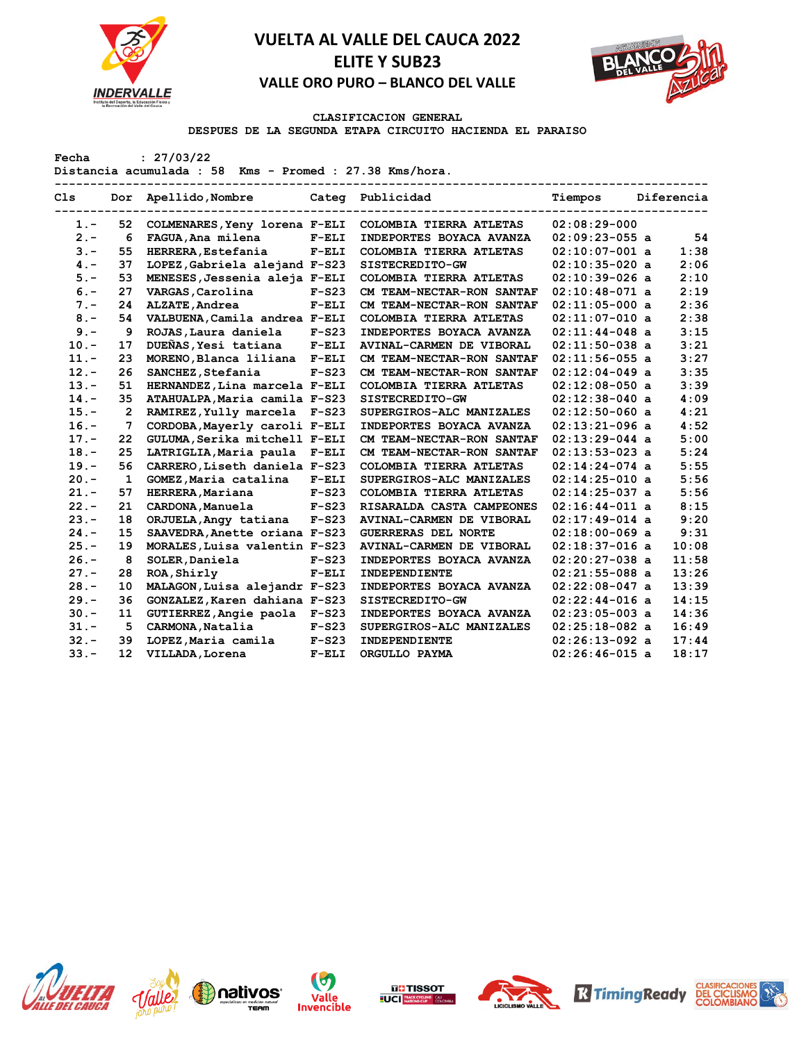# VUELTA AL VALLE DEL CAUCA 2022
## ELITE Y SUB23
### VALLE ORO PURO – BLANCO DEL VALLE

CLASIFICACION GENERAL
DESPUES DE LA SEGUNDA ETAPA CIRCUITO HACIENDA EL PARAISO

Fecha : 27/03/22
Distancia acumulada : 58 Kms - Promed : 27.38 Kms/hora.

| Cls | Dor | Apellido,Nombre | Categ | Publicidad | Tiempos | Diferencia |
|---|---|---|---|---|---|---|
| 1.- | 52 | COLMENARES,Yeny lorena | F-ELI | COLOMBIA TIERRA ATLETAS | 02:08:29-000 | |
| 2.- | 6 | FAGUA,Ana milena | F-ELI | INDEPORTES BOYACA AVANZA | 02:09:23-055 a | 54 |
| 3.- | 55 | HERRERA,Estefania | F-ELI | COLOMBIA TIERRA ATLETAS | 02:10:07-001 a | 1:38 |
| 4.- | 37 | LOPEZ,Gabriela alejand | F-S23 | SISTECREDITO-GW | 02:10:35-020 a | 2:06 |
| 5.- | 53 | MENESES,Jessenia aleja | F-ELI | COLOMBIA TIERRA ATLETAS | 02:10:39-026 a | 2:10 |
| 6.- | 27 | VARGAS,Carolina | F-S23 | CM TEAM-NECTAR-RON SANTAF | 02:10:48-071 a | 2:19 |
| 7.- | 24 | ALZATE,Andrea | F-ELI | CM TEAM-NECTAR-RON SANTAF | 02:11:05-000 a | 2:36 |
| 8.- | 54 | VALBUENA,Camila andrea | F-ELI | COLOMBIA TIERRA ATLETAS | 02:11:07-010 a | 2:38 |
| 9.- | 9 | ROJAS,Laura daniela | F-S23 | INDEPORTES BOYACA AVANZA | 02:11:44-048 a | 3:15 |
| 10.- | 17 | DUEÑAS,Yesi tatiana | F-ELI | AVINAL-CARMEN DE VIBORAL | 02:11:50-038 a | 3:21 |
| 11.- | 23 | MORENO,Blanca liliana | F-ELI | CM TEAM-NECTAR-RON SANTAF | 02:11:56-055 a | 3:27 |
| 12.- | 26 | SANCHEZ,Stefania | F-S23 | CM TEAM-NECTAR-RON SANTAF | 02:12:04-049 a | 3:35 |
| 13.- | 51 | HERNANDEZ,Lina marcela | F-ELI | COLOMBIA TIERRA ATLETAS | 02:12:08-050 a | 3:39 |
| 14.- | 35 | ATAHUALPA,Maria camila | F-S23 | SISTECREDITO-GW | 02:12:38-040 a | 4:09 |
| 15.- | 2 | RAMIREZ,Yully marcela | F-S23 | SUPERGIROS-ALC MANIZALES | 02:12:50-060 a | 4:21 |
| 16.- | 7 | CORDOBA,Mayerly caroli | F-ELI | INDEPORTES BOYACA AVANZA | 02:13:21-096 a | 4:52 |
| 17.- | 22 | GULUMA,Serika mitchell | F-ELI | CM TEAM-NECTAR-RON SANTAF | 02:13:29-044 a | 5:00 |
| 18.- | 25 | LATRIGLIA,Maria paula | F-ELI | CM TEAM-NECTAR-RON SANTAF | 02:13:53-023 a | 5:24 |
| 19.- | 56 | CARRERO,Liseth daniela | F-S23 | COLOMBIA TIERRA ATLETAS | 02:14:24-074 a | 5:55 |
| 20.- | 1 | GOMEZ,Maria catalina | F-ELI | SUPERGIROS-ALC MANIZALES | 02:14:25-010 a | 5:56 |
| 21.- | 57 | HERRERA,Mariana | F-S23 | COLOMBIA TIERRA ATLETAS | 02:14:25-037 a | 5:56 |
| 22.- | 21 | CARDONA,Manuela | F-S23 | RISARALDA CASTA CAMPEONES | 02:16:44-011 a | 8:15 |
| 23.- | 18 | ORJUELA,Angy tatiana | F-S23 | AVINAL-CARMEN DE VIBORAL | 02:17:49-014 a | 9:20 |
| 24.- | 15 | SAAVEDRA,Anette oriana | F-S23 | GUERRERAS DEL NORTE | 02:18:00-069 a | 9:31 |
| 25.- | 19 | MORALES,Luisa valentin | F-S23 | AVINAL-CARMEN DE VIBORAL | 02:18:37-016 a | 10:08 |
| 26.- | 8 | SOLER,Daniela | F-S23 | INDEPORTES BOYACA AVANZA | 02:20:27-038 a | 11:58 |
| 27.- | 28 | ROA,Shirly | F-ELI | INDEPENDIENTE | 02:21:55-088 a | 13:26 |
| 28.- | 10 | MALAGON,Luisa alejandr | F-S23 | INDEPORTES BOYACA AVANZA | 02:22:08-047 a | 13:39 |
| 29.- | 36 | GONZALEZ,Karen dahiana | F-S23 | SISTECREDITO-GW | 02:22:44-016 a | 14:15 |
| 30.- | 11 | GUTIERREZ,Angie paola | F-S23 | INDEPORTES BOYACA AVANZA | 02:23:05-003 a | 14:36 |
| 31.- | 5 | CARMONA,Natalia | F-S23 | SUPERGIROS-ALC MANIZALES | 02:25:18-082 a | 16:49 |
| 32.- | 39 | LOPEZ,Maria camila | F-S23 | INDEPENDIENTE | 02:26:13-092 a | 17:44 |
| 33.- | 12 | VILLADA,Lorena | F-ELI | ORGULLO PAYMA | 02:26:46-015 a | 18:17 |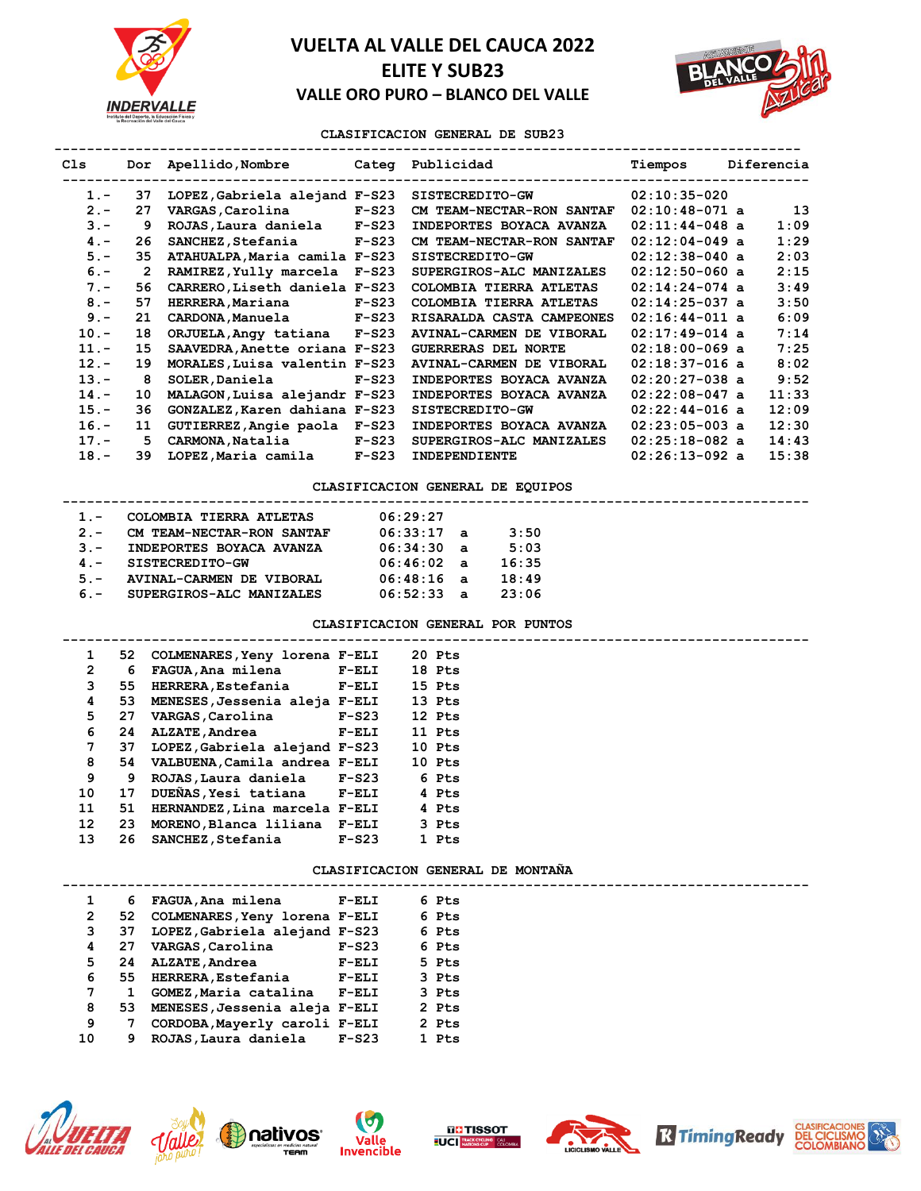# VUELTA AL VALLE DEL CAUCA 2022
## ELITE Y SUB23
### VALLE ORO PURO – BLANCO DEL VALLE

**CLASIFICACION GENERAL DE SUB23**

| Cls | Dor | Apellido,Nombre | Categ | Publicidad | Tiempos | | Diferencia |
|---|---|---|---|---|---|---|---|
| 1.- | 37 | LOPEZ,Gabriela alejand | F-S23 | SISTECREDITO-GW | 02:10:35-020 | | |
| 2.- | 27 | VARGAS,Carolina | F-S23 | CM TEAM-NECTAR-RON SANTAF | 02:10:48-071 | a | 13 |
| 3.- | 9 | ROJAS,Laura daniela | F-S23 | INDEPORTES BOYACA AVANZA | 02:11:44-048 | a | 1:09 |
| 4.- | 26 | SANCHEZ,Stefania | F-S23 | CM TEAM-NECTAR-RON SANTAF | 02:12:04-049 | a | 1:29 |
| 5.- | 35 | ATAHUALPA,Maria camila | F-S23 | SISTECREDITO-GW | 02:12:38-040 | a | 2:03 |
| 6.- | 2 | RAMIREZ,Yully marcela | F-S23 | SUPERGIROS-ALC MANIZALES | 02:12:50-060 | a | 2:15 |
| 7.- | 56 | CARRERO,Liseth daniela | F-S23 | COLOMBIA TIERRA ATLETAS | 02:14:24-074 | a | 3:49 |
| 8.- | 57 | HERRERA,Mariana | F-S23 | COLOMBIA TIERRA ATLETAS | 02:14:25-037 | a | 3:50 |
| 9.- | 21 | CARDONA,Manuela | F-S23 | RISARALDA CASTA CAMPEONES | 02:16:44-011 | a | 6:09 |
| 10.- | 18 | ORJUELA,Angy tatiana | F-S23 | AVINAL-CARMEN DE VIBORAL | 02:17:49-014 | a | 7:14 |
| 11.- | 15 | SAAVEDRA,Anette oriana | F-S23 | GUERRERAS DEL NORTE | 02:18:00-069 | a | 7:25 |
| 12.- | 19 | MORALES,Luisa valentin | F-S23 | AVINAL-CARMEN DE VIBORAL | 02:18:37-016 | a | 8:02 |
| 13.- | 8 | SOLER,Daniela | F-S23 | INDEPORTES BOYACA AVANZA | 02:20:27-038 | a | 9:52 |
| 14.- | 10 | MALAGON,Luisa alejandr | F-S23 | INDEPORTES BOYACA AVANZA | 02:22:08-047 | a | 11:33 |
| 15.- | 36 | GONZALEZ,Karen dahiana | F-S23 | SISTECREDITO-GW | 02:22:44-016 | a | 12:09 |
| 16.- | 11 | GUTIERREZ,Angie paola | F-S23 | INDEPORTES BOYACA AVANZA | 02:23:05-003 | a | 12:30 |
| 17.- | 5 | CARMONA,Natalia | F-S23 | SUPERGIROS-ALC MANIZALES | 02:25:18-082 | a | 14:43 |
| 18.- | 39 | LOPEZ,Maria camila | F-S23 | INDEPENDIENTE | 02:26:13-092 | a | 15:38 |

**CLASIFICACION GENERAL DE EQUIPOS**

| | | | | |
|---|---|---|---|---|
| 1.- | COLOMBIA TIERRA ATLETAS | 06:29:27 | | |
| 2.- | CM TEAM-NECTAR-RON SANTAF | 06:33:17 | a | 3:50 |
| 3.- | INDEPORTES BOYACA AVANZA | 06:34:30 | a | 5:03 |
| 4.- | SISTECREDITO-GW | 06:46:02 | a | 16:35 |
| 5.- | AVINAL-CARMEN DE VIBORAL | 06:48:16 | a | 18:49 |
| 6.- | SUPERGIROS-ALC MANIZALES | 06:52:33 | a | 23:06 |

**CLASIFICACION GENERAL POR PUNTOS**

| | | | | |
|---|---|---|---|---|
| 1 | 52 | COLMENARES,Yeny lorena | F-ELI | 20 Pts |
| 2 | 6 | FAGUA,Ana milena | F-ELI | 18 Pts |
| 3 | 55 | HERRERA,Estefania | F-ELI | 15 Pts |
| 4 | 53 | MENESES,Jessenia aleja | F-ELI | 13 Pts |
| 5 | 27 | VARGAS,Carolina | F-S23 | 12 Pts |
| 6 | 24 | ALZATE,Andrea | F-ELI | 11 Pts |
| 7 | 37 | LOPEZ,Gabriela alejand | F-S23 | 10 Pts |
| 8 | 54 | VALBUENA,Camila andrea | F-ELI | 10 Pts |
| 9 | 9 | ROJAS,Laura daniela | F-S23 | 6 Pts |
| 10 | 17 | DUEÑAS,Yesi tatiana | F-ELI | 4 Pts |
| 11 | 51 | HERNANDEZ,Lina marcela | F-ELI | 4 Pts |
| 12 | 23 | MORENO,Blanca liliana | F-ELI | 3 Pts |
| 13 | 26 | SANCHEZ,Stefania | F-S23 | 1 Pts |

**CLASIFICACION GENERAL DE MONTAÑA**

| | | | | |
|---|---|---|---|---|
| 1 | 6 | FAGUA,Ana milena | F-ELI | 6 Pts |
| 2 | 52 | COLMENARES,Yeny lorena | F-ELI | 6 Pts |
| 3 | 37 | LOPEZ,Gabriela alejand | F-S23 | 6 Pts |
| 4 | 27 | VARGAS,Carolina | F-S23 | 6 Pts |
| 5 | 24 | ALZATE,Andrea | F-ELI | 5 Pts |
| 6 | 55 | HERRERA,Estefania | F-ELI | 3 Pts |
| 7 | 1 | GOMEZ,Maria catalina | F-ELI | 3 Pts |
| 8 | 53 | MENESES,Jessenia aleja | F-ELI | 2 Pts |
| 9 | 7 | CORDOBA,Mayerly caroli | F-ELI | 2 Pts |
| 10 | 9 | ROJAS,Laura daniela | F-S23 | 1 Pts |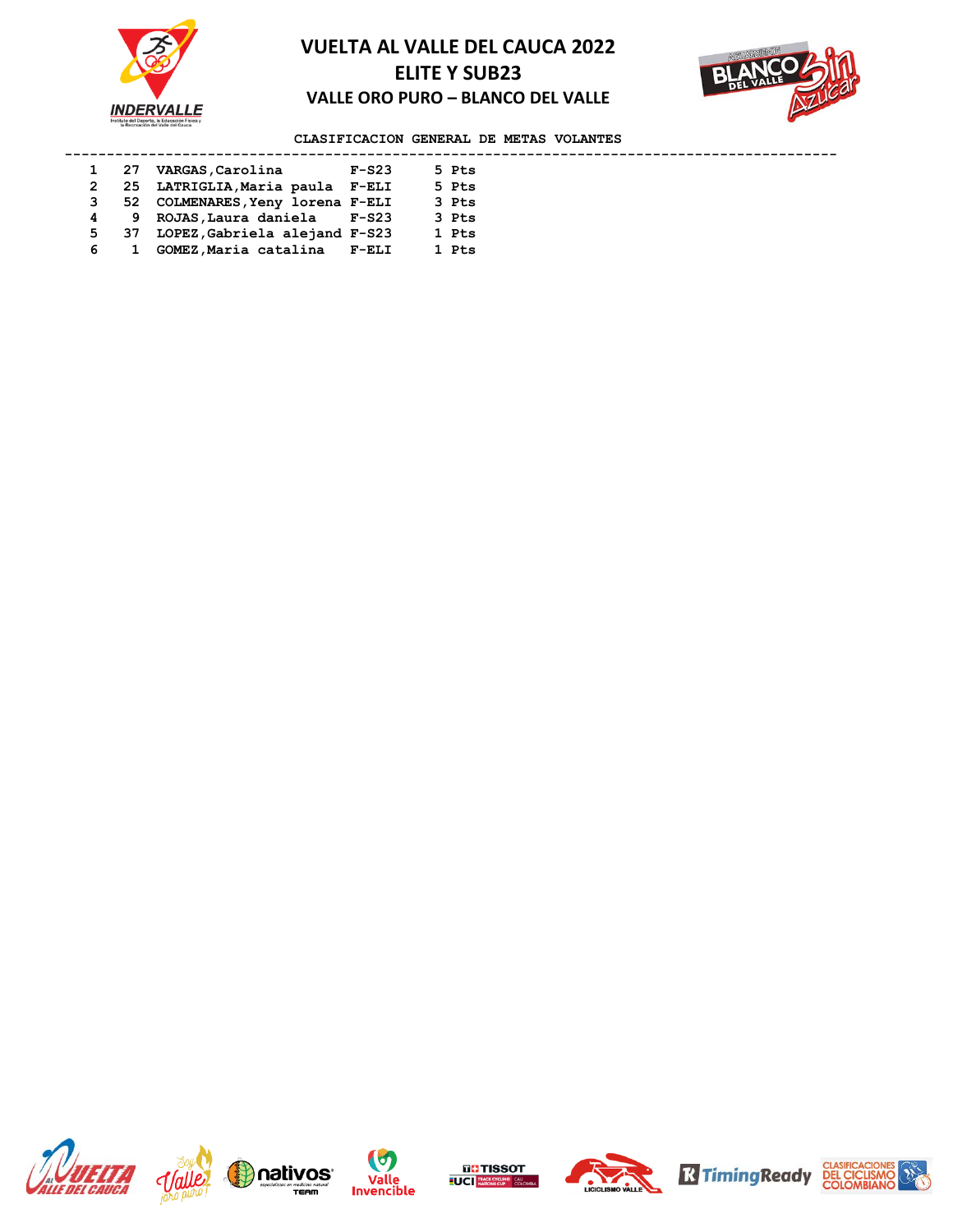# VUELTA AL VALLE DEL CAUCA 2022

## ELITE Y SUB23

### VALLE ORO PURO – BLANCO DEL VALLE

**CLASIFICACION GENERAL DE METAS VOLANTES**

| | | | | |
|---|---|---|---|---|
| 1 | 27 | VARGAS,Carolina | F-S23 | 5 Pts |
| 2 | 25 | LATRIGLIA,Maria paula | F-ELI | 5 Pts |
| 3 | 52 | COLMENARES,Yeny lorena | F-ELI | 3 Pts |
| 4 | 9 | ROJAS,Laura daniela | F-S23 | 3 Pts |
| 5 | 37 | LOPEZ,Gabriela alejand | F-S23 | 1 Pts |
| 6 | 1 | GOMEZ,Maria catalina | F-ELI | 1 Pts |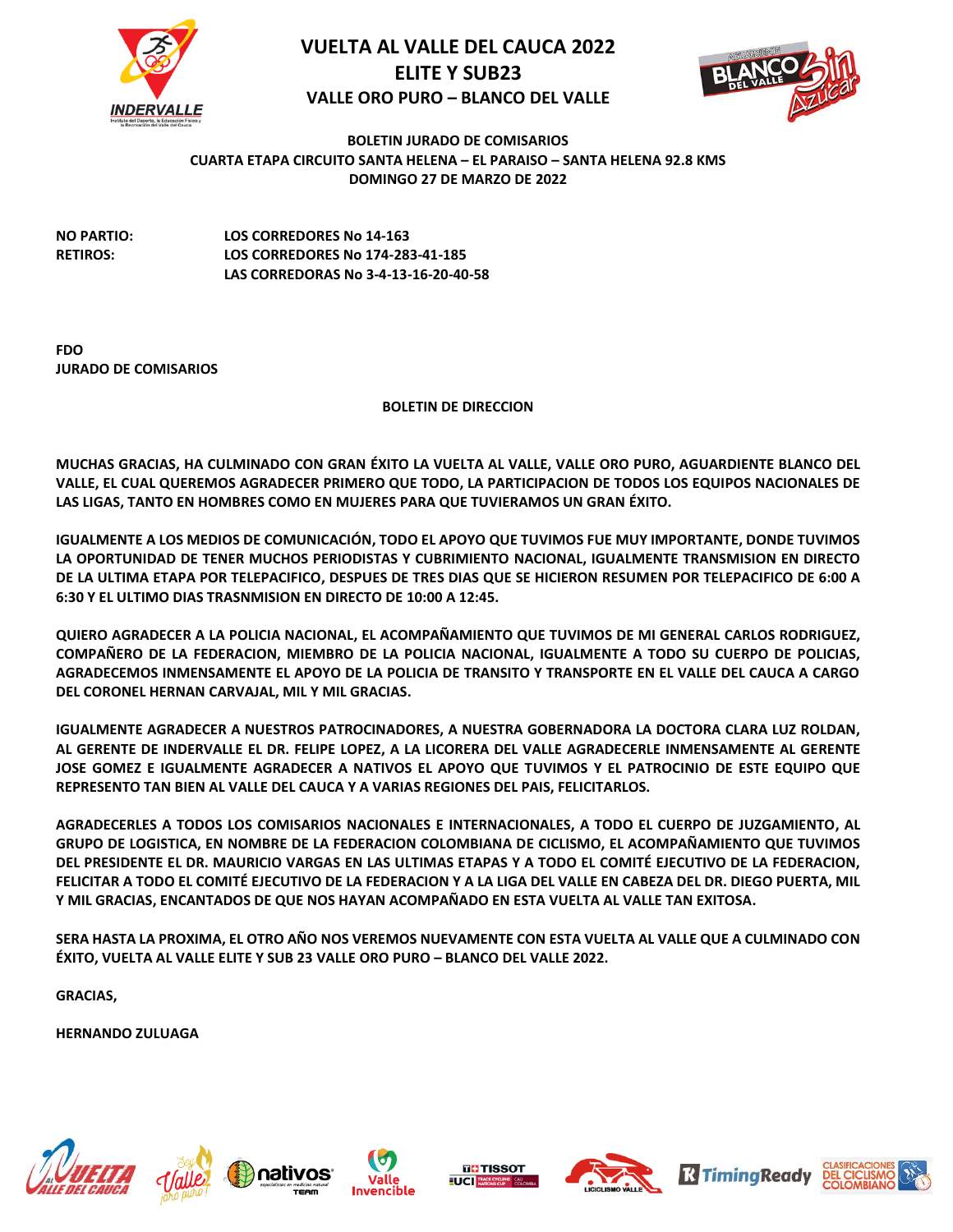# VUELTA AL VALLE DEL CAUCA 2022
## ELITE Y SUB23
### VALLE ORO PURO – BLANCO DEL VALLE

**BOLETIN JURADO DE COMISARIOS**
**CUARTA ETAPA CIRCUITO SANTA HELENA – EL PARAISO – SANTA HELENA 92.8 KMS**
**DOMINGO 27 DE MARZO DE 2022**

| | |
|---|---|
| **NO PARTIO:** | **LOS CORREDORES No 14-163** |
| **RETIROS:** | **LOS CORREDORES No 174-283-41-185** |
| | **LAS CORREDORAS No 3-4-13-16-20-40-58** |

**FDO**
**JURADO DE COMISARIOS**

**BOLETIN DE DIRECCION**

**MUCHAS GRACIAS, HA CULMINADO CON GRAN ÉXITO LA VUELTA AL VALLE, VALLE ORO PURO, AGUARDIENTE BLANCO DEL VALLE, EL CUAL QUEREMOS AGRADECER PRIMERO QUE TODO, LA PARTICIPACION DE TODOS LOS EQUIPOS NACIONALES DE LAS LIGAS, TANTO EN HOMBRES COMO EN MUJERES PARA QUE TUVIERAMOS UN GRAN ÉXITO.**

**IGUALMENTE A LOS MEDIOS DE COMUNICACIÓN, TODO EL APOYO QUE TUVIMOS FUE MUY IMPORTANTE, DONDE TUVIMOS LA OPORTUNIDAD DE TENER MUCHOS PERIODISTAS Y CUBRIMIENTO NACIONAL, IGUALMENTE TRANSMISION EN DIRECTO DE LA ULTIMA ETAPA POR TELEPACIFICO, DESPUES DE TRES DIAS QUE SE HICIERON RESUMEN POR TELEPACIFICO DE 6:00 A 6:30 Y EL ULTIMO DIAS TRASNMISION EN DIRECTO DE 10:00 A 12:45.**

**QUIERO AGRADECER A LA POLICIA NACIONAL, EL ACOMPAÑAMIENTO QUE TUVIMOS DE MI GENERAL CARLOS RODRIGUEZ, COMPAÑERO DE LA FEDERACION, MIEMBRO DE LA POLICIA NACIONAL, IGUALMENTE A TODO SU CUERPO DE POLICIAS, AGRADECEMOS INMENSAMENTE EL APOYO DE LA POLICIA DE TRANSITO Y TRANSPORTE EN EL VALLE DEL CAUCA A CARGO DEL CORONEL HERNAN CARVAJAL, MIL Y MIL GRACIAS.**

**IGUALMENTE AGRADECER A NUESTROS PATROCINADORES, A NUESTRA GOBERNADORA LA DOCTORA CLARA LUZ ROLDAN, AL GERENTE DE INDERVALLE EL DR. FELIPE LOPEZ, A LA LICORERA DEL VALLE AGRADECERLE INMENSAMENTE AL GERENTE JOSE GOMEZ E IGUALMENTE AGRADECER A NATIVOS EL APOYO QUE TUVIMOS Y EL PATROCINIO DE ESTE EQUIPO QUE REPRESENTO TAN BIEN AL VALLE DEL CAUCA Y A VARIAS REGIONES DEL PAIS, FELICITARLOS.**

**AGRADECERLES A TODOS LOS COMISARIOS NACIONALES E INTERNACIONALES, A TODO EL CUERPO DE JUZGAMIENTO, AL GRUPO DE LOGISTICA, EN NOMBRE DE LA FEDERACION COLOMBIANA DE CICLISMO, EL ACOMPAÑAMIENTO QUE TUVIMOS DEL PRESIDENTE EL DR. MAURICIO VARGAS EN LAS ULTIMAS ETAPAS Y A TODO EL COMITÉ EJECUTIVO DE LA FEDERACION, FELICITAR A TODO EL COMITÉ EJECUTIVO DE LA FEDERACION Y A LA LIGA DEL VALLE EN CABEZA DEL DR. DIEGO PUERTA, MIL Y MIL GRACIAS, ENCANTADOS DE QUE NOS HAYAN ACOMPAÑADO EN ESTA VUELTA AL VALLE TAN EXITOSA.**

**SERA HASTA LA PROXIMA, EL OTRO AÑO NOS VEREMOS NUEVAMENTE CON ESTA VUELTA AL VALLE QUE A CULMINADO CON ÉXITO, VUELTA AL VALLE ELITE Y SUB 23 VALLE ORO PURO – BLANCO DEL VALLE 2022.**

**GRACIAS,**

**HERNANDO ZULUAGA**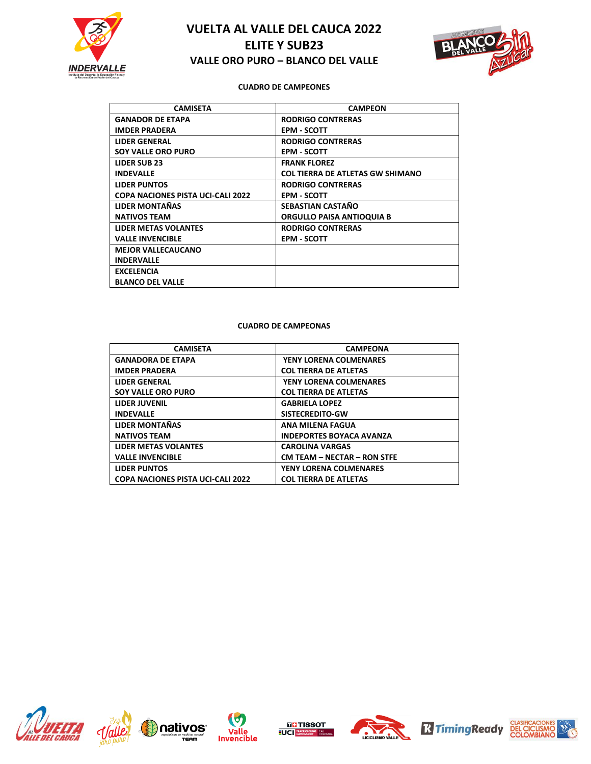# VUELTA AL VALLE DEL CAUCA 2022
## ELITE Y SUB23
### VALLE ORO PURO – BLANCO DEL VALLE

**CUADRO DE CAMPEONES**

| CAMISETA | CAMPEON |
|---|---|
| GANADOR DE ETAPA<br>IMDER PRADERA | RODRIGO CONTRERAS<br>EPM - SCOTT |
| LIDER GENERAL<br>SOY VALLE ORO PURO | RODRIGO CONTRERAS<br>EPM - SCOTT |
| LIDER SUB 23<br>INDEVALLE | FRANK FLOREZ<br>COL TIERRA DE ATLETAS GW SHIMANO |
| LIDER PUNTOS<br>COPA NACIONES PISTA UCI-CALI 2022 | RODRIGO CONTRERAS<br>EPM - SCOTT |
| LIDER MONTAÑAS<br>NATIVOS TEAM | SEBASTIAN CASTAÑO<br>ORGULLO PAISA ANTIOQUIA B |
| LIDER METAS VOLANTES<br>VALLE INVENCIBLE | RODRIGO CONTRERAS<br>EPM - SCOTT |
| MEJOR VALLECAUCANO<br>INDERVALLE | |
| EXCELENCIA<br>BLANCO DEL VALLE | |

**CUADRO DE CAMPEONAS**

| CAMISETA | CAMPEONA |
|---|---|
| GANADORA DE ETAPA<br>IMDER PRADERA | YENY LORENA COLMENARES<br>COL TIERRA DE ATLETAS |
| LIDER GENERAL<br>SOY VALLE ORO PURO | YENY LORENA COLMENARES<br>COL TIERRA DE ATLETAS |
| LIDER JUVENIL<br>INDEVALLE | GABRIELA LOPEZ<br>SISTECREDITO-GW |
| LIDER MONTAÑAS<br>NATIVOS TEAM | ANA MILENA FAGUA<br>INDEPORTES BOYACA AVANZA |
| LIDER METAS VOLANTES<br>VALLE INVENCIBLE | CAROLINA VARGAS<br>CM TEAM – NECTAR – RON STFE |
| LIDER PUNTOS<br>COPA NACIONES PISTA UCI-CALI 2022 | YENY LORENA COLMENARES<br>COL TIERRA DE ATLETAS |